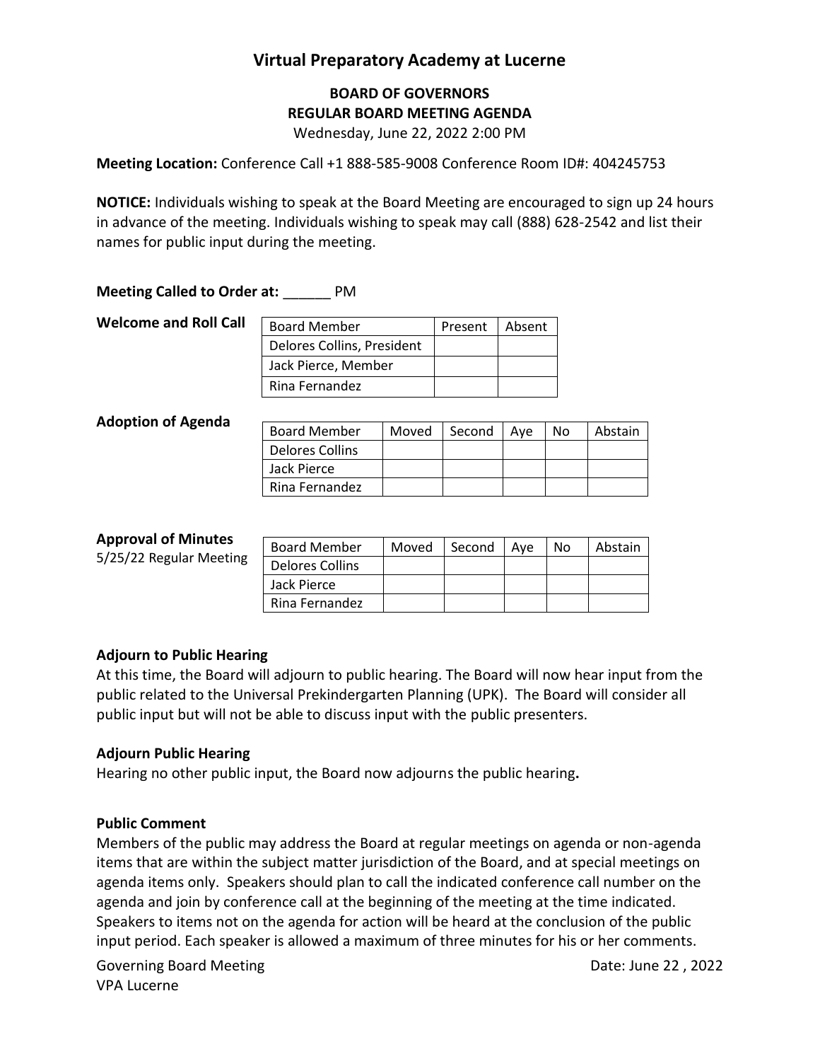# Virtual Preparatory Academy at Lucerne

**BOARD OF GOVERNORS**
**REGULAR BOARD MEETING AGENDA**
Wednesday, June 22, 2022 2:00 PM

**Meeting Location:** Conference Call +1 888-585-9008 Conference Room ID#: 404245753

**NOTICE:** Individuals wishing to speak at the Board Meeting are encouraged to sign up 24 hours in advance of the meeting. Individuals wishing to speak may call (888) 628-2542 and list their names for public input during the meeting.

**Meeting Called to Order at:** ______ PM

**Welcome and Roll Call**

| Board Member | Present | Absent |
|---|---|---|
| Delores Collins, President | | |
| Jack Pierce, Member | | |
| Rina Fernandez | | |

**Adoption of Agenda**

| Board Member | Moved | Second | Aye | No | Abstain |
|---|---|---|---|---|---|
| Delores Collins | | | | | |
| Jack Pierce | | | | | |
| Rina Fernandez | | | | | |

**Approval of Minutes**
5/25/22 Regular Meeting

| Board Member | Moved | Second | Aye | No | Abstain |
|---|---|---|---|---|---|
| Delores Collins | | | | | |
| Jack Pierce | | | | | |
| Rina Fernandez | | | | | |

**Adjourn to Public Hearing**
At this time, the Board will adjourn to public hearing. The Board will now hear input from the public related to the Universal Prekindergarten Planning (UPK). The Board will consider all public input but will not be able to discuss input with the public presenters.

**Adjourn Public Hearing**
Hearing no other public input, the Board now adjourns the public hearing**.**

**Public Comment**
Members of the public may address the Board at regular meetings on agenda or non-agenda items that are within the subject matter jurisdiction of the Board, and at special meetings on agenda items only. Speakers should plan to call the indicated conference call number on the agenda and join by conference call at the beginning of the meeting at the time indicated. Speakers to items not on the agenda for action will be heard at the conclusion of the public input period. Each speaker is allowed a maximum of three minutes for his or her comments.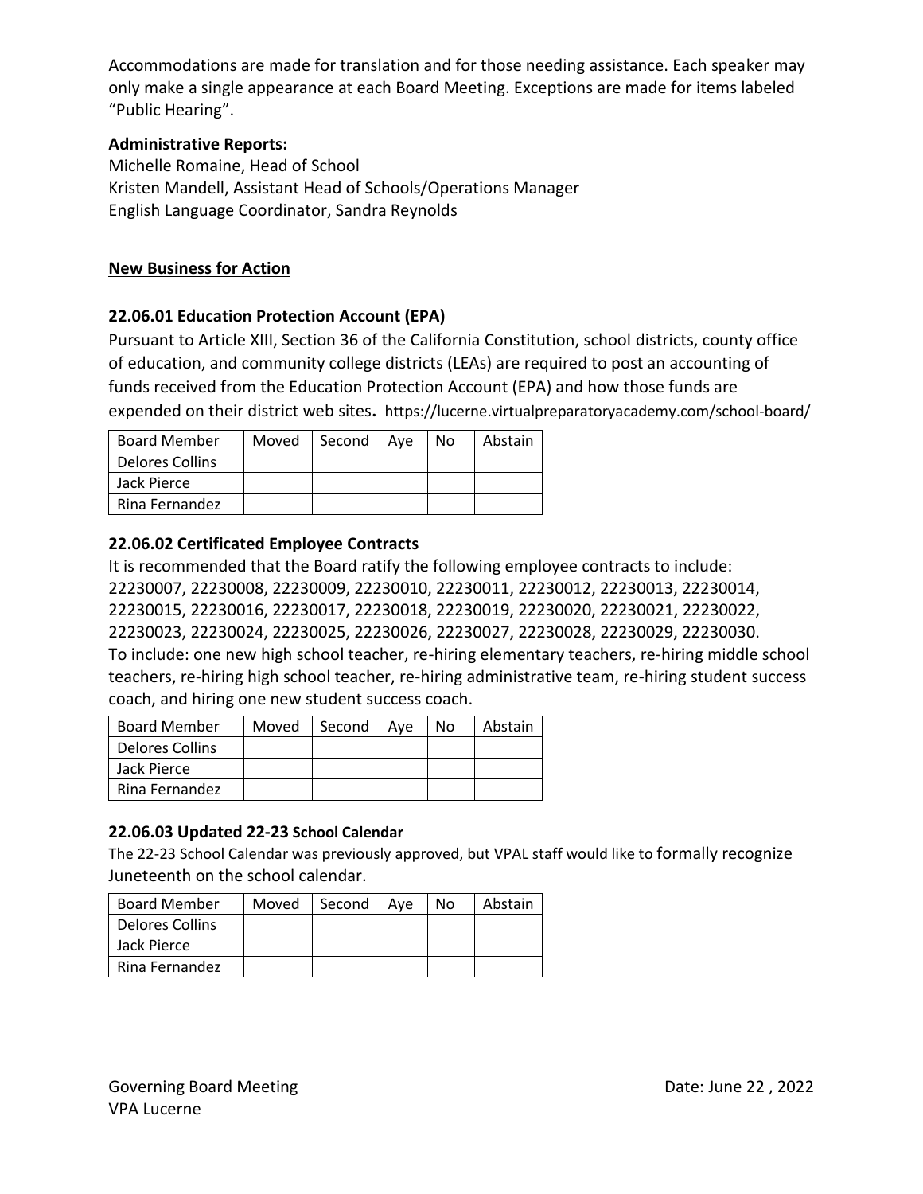Accommodations are made for translation and for those needing assistance. Each speaker may only make a single appearance at each Board Meeting. Exceptions are made for items labeled "Public Hearing".

**Administrative Reports:**
Michelle Romaine, Head of School
Kristen Mandell, Assistant Head of Schools/Operations Manager
English Language Coordinator, Sandra Reynolds

## New Business for Action

### 22.06.01 Education Protection Account (EPA)

Pursuant to Article XIII, Section 36 of the California Constitution, school districts, county office of education, and community college districts (LEAs) are required to post an accounting of funds received from the Education Protection Account (EPA) and how those funds are expended on their district web sites. https://lucerne.virtualpreparatoryacademy.com/school-board/

| Board Member | Moved | Second | Aye | No | Abstain |
|---|---|---|---|---|---|
| Delores Collins | | | | | |
| Jack Pierce | | | | | |
| Rina Fernandez | | | | | |

### 22.06.02 Certificated Employee Contracts

It is recommended that the Board ratify the following employee contracts to include: 22230007, 22230008, 22230009, 22230010, 22230011, 22230012, 22230013, 22230014, 22230015, 22230016, 22230017, 22230018, 22230019, 22230020, 22230021, 22230022, 22230023, 22230024, 22230025, 22230026, 22230027, 22230028, 22230029, 22230030.
To include: one new high school teacher, re-hiring elementary teachers, re-hiring middle school teachers, re-hiring high school teacher, re-hiring administrative team, re-hiring student success coach, and hiring one new student success coach.

| Board Member | Moved | Second | Aye | No | Abstain |
|---|---|---|---|---|---|
| Delores Collins | | | | | |
| Jack Pierce | | | | | |
| Rina Fernandez | | | | | |

### 22.06.03 Updated 22-23 School Calendar

The 22-23 School Calendar was previously approved, but VPAL staff would like to formally recognize Juneteenth on the school calendar.

| Board Member | Moved | Second | Aye | No | Abstain |
|---|---|---|---|---|---|
| Delores Collins | | | | | |
| Jack Pierce | | | | | |
| Rina Fernandez | | | | | |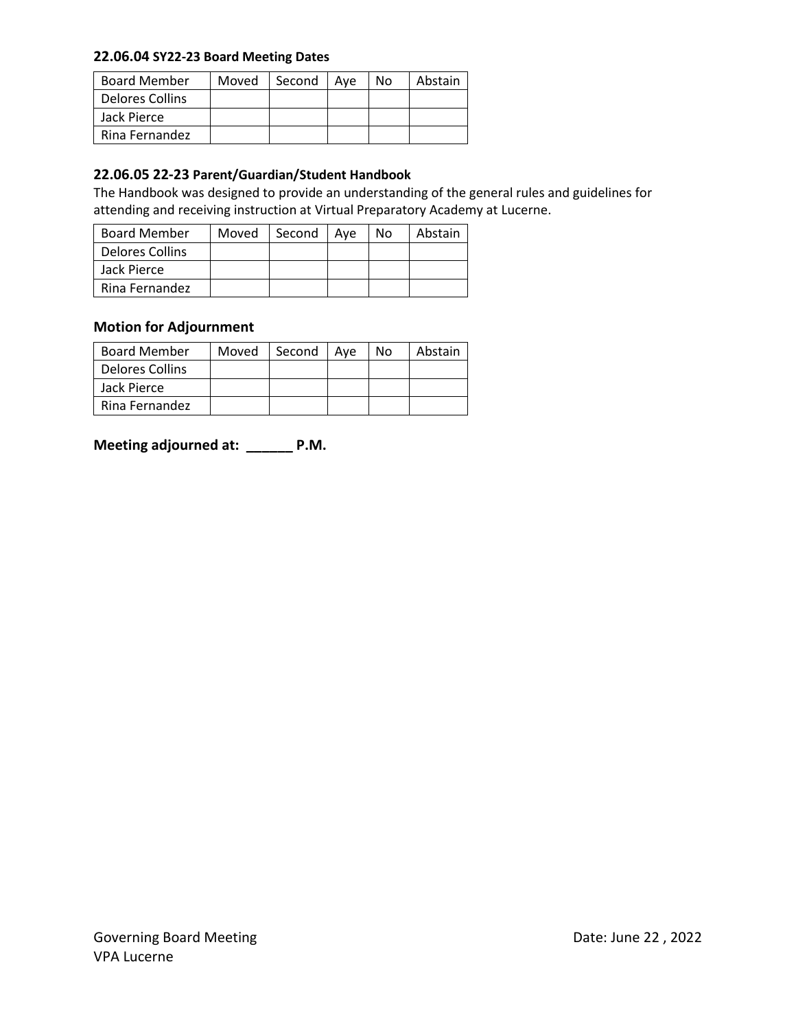### 22.06.04 SY22-23 Board Meeting Dates

| Board Member | Moved | Second | Aye | No | Abstain |
|---|---|---|---|---|---|
| Delores Collins | | | | | |
| Jack Pierce | | | | | |
| Rina Fernandez | | | | | |

### 22.06.05 22-23 Parent/Guardian/Student Handbook

The Handbook was designed to provide an understanding of the general rules and guidelines for attending and receiving instruction at Virtual Preparatory Academy at Lucerne.

| Board Member | Moved | Second | Aye | No | Abstain |
|---|---|---|---|---|---|
| Delores Collins | | | | | |
| Jack Pierce | | | | | |
| Rina Fernandez | | | | | |

### Motion for Adjournment

| Board Member | Moved | Second | Aye | No | Abstain |
|---|---|---|---|---|---|
| Delores Collins | | | | | |
| Jack Pierce | | | | | |
| Rina Fernandez | | | | | |

**Meeting adjourned at: ______ P.M.**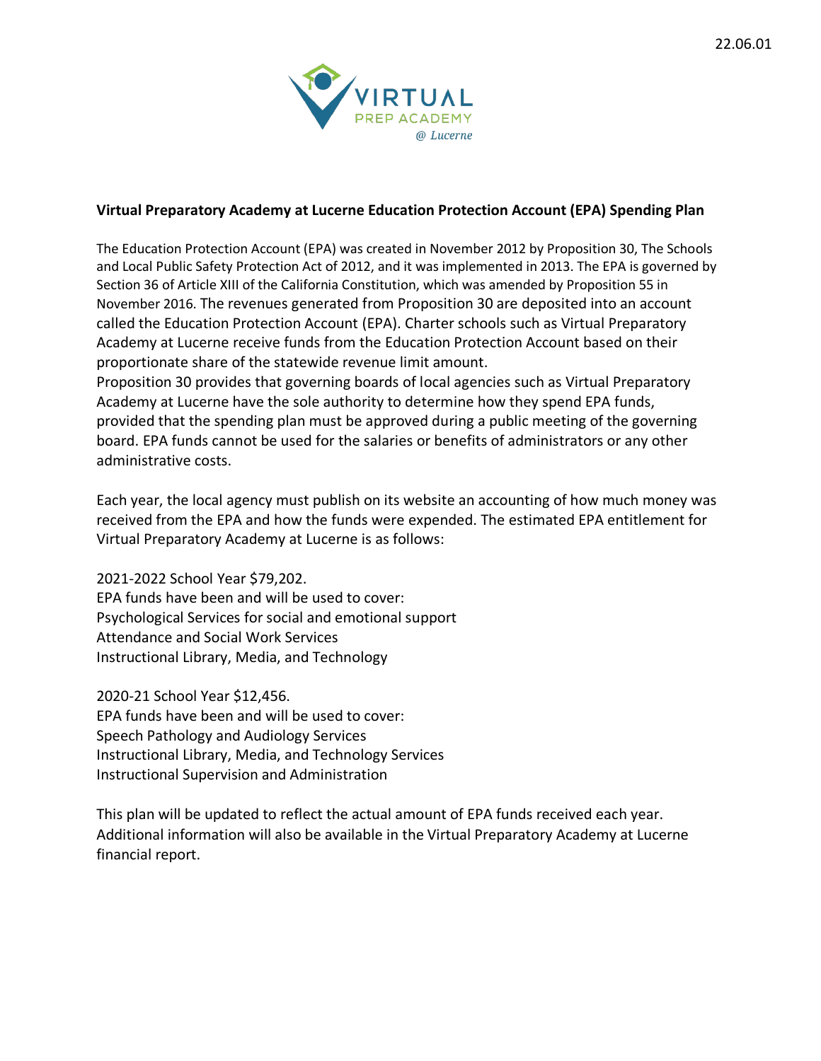22.06.01

VIRTUAL PREP ACADEMY @ Lucerne

**Virtual Preparatory Academy at Lucerne Education Protection Account (EPA) Spending Plan**

The Education Protection Account (EPA) was created in November 2012 by Proposition 30, The Schools and Local Public Safety Protection Act of 2012, and it was implemented in 2013. The EPA is governed by Section 36 of Article XIII of the California Constitution, which was amended by Proposition 55 in November 2016. The revenues generated from Proposition 30 are deposited into an account called the Education Protection Account (EPA). Charter schools such as Virtual Preparatory Academy at Lucerne receive funds from the Education Protection Account based on their proportionate share of the statewide revenue limit amount.
Proposition 30 provides that governing boards of local agencies such as Virtual Preparatory Academy at Lucerne have the sole authority to determine how they spend EPA funds, provided that the spending plan must be approved during a public meeting of the governing board. EPA funds cannot be used for the salaries or benefits of administrators or any other administrative costs.

Each year, the local agency must publish on its website an accounting of how much money was received from the EPA and how the funds were expended. The estimated EPA entitlement for Virtual Preparatory Academy at Lucerne is as follows:

2021-2022 School Year $79,202.
EPA funds have been and will be used to cover:
Psychological Services for social and emotional support
Attendance and Social Work Services
Instructional Library, Media, and Technology

2020-21 School Year $12,456.
EPA funds have been and will be used to cover:
Speech Pathology and Audiology Services
Instructional Library, Media, and Technology Services
Instructional Supervision and Administration

This plan will be updated to reflect the actual amount of EPA funds received each year. Additional information will also be available in the Virtual Preparatory Academy at Lucerne financial report.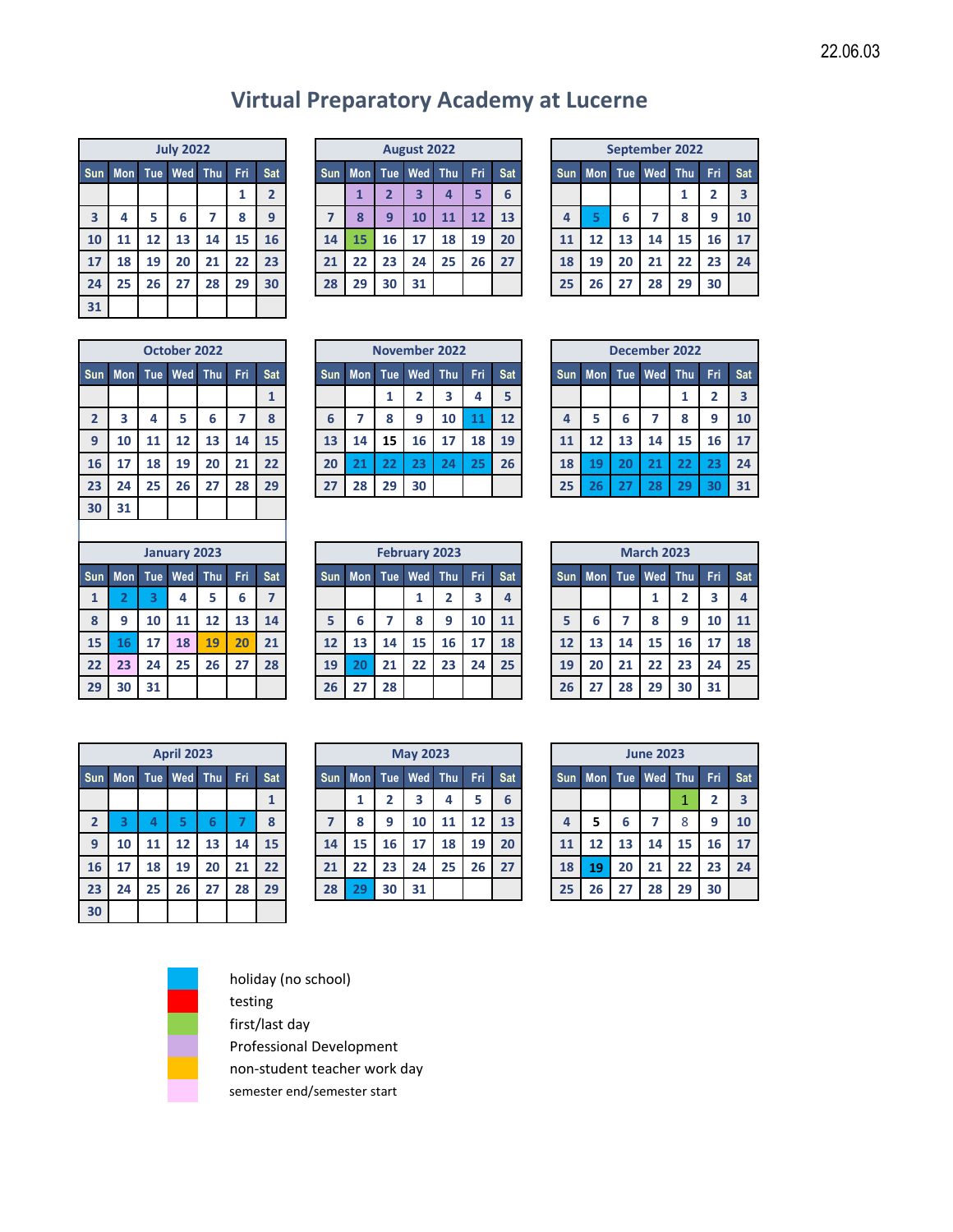22.06.03

# Virtual Preparatory Academy at Lucerne

**July 2022**

| Sun | Mon | Tue | Wed | Thu | Fri | Sat |
|---|---|---|---|---|---|---|
| | | | | | 1 | 2 |
| 3 | 4 | 5 | 6 | 7 | 8 | 9 |
| 10 | 11 | 12 | 13 | 14 | 15 | 16 |
| 17 | 18 | 19 | 20 | 21 | 22 | 23 |
| 24 | 25 | 26 | 27 | 28 | 29 | 30 |
| 31 | | | | | | |

**August 2022**

| Sun | Mon | Tue | Wed | Thu | Fri | Sat |
|---|---|---|---|---|---|---|
| | 1 | 2 | 3 | 4 | 5 | 6 |
| 7 | 8 | 9 | 10 | 11 | 12 | 13 |
| 14 | 15 | 16 | 17 | 18 | 19 | 20 |
| 21 | 22 | 23 | 24 | 25 | 26 | 27 |
| 28 | 29 | 30 | 31 | | | |

**September 2022**

| Sun | Mon | Tue | Wed | Thu | Fri | Sat |
|---|---|---|---|---|---|---|
| | | | | 1 | 2 | 3 |
| 4 | 5 | 6 | 7 | 8 | 9 | 10 |
| 11 | 12 | 13 | 14 | 15 | 16 | 17 |
| 18 | 19 | 20 | 21 | 22 | 23 | 24 |
| 25 | 26 | 27 | 28 | 29 | 30 | |

**October 2022**

| Sun | Mon | Tue | Wed | Thu | Fri | Sat |
|---|---|---|---|---|---|---|
| | | | | | | 1 |
| 2 | 3 | 4 | 5 | 6 | 7 | 8 |
| 9 | 10 | 11 | 12 | 13 | 14 | 15 |
| 16 | 17 | 18 | 19 | 20 | 21 | 22 |
| 23 | 24 | 25 | 26 | 27 | 28 | 29 |
| 30 | 31 | | | | | |

**November 2022**

| Sun | Mon | Tue | Wed | Thu | Fri | Sat |
|---|---|---|---|---|---|---|
| | | 1 | 2 | 3 | 4 | 5 |
| 6 | 7 | 8 | 9 | 10 | 11 | 12 |
| 13 | 14 | 15 | 16 | 17 | 18 | 19 |
| 20 | 21 | 22 | 23 | 24 | 25 | 26 |
| 27 | 28 | 29 | 30 | | | |

**December 2022**

| Sun | Mon | Tue | Wed | Thu | Fri | Sat |
|---|---|---|---|---|---|---|
| | | | | 1 | 2 | 3 |
| 4 | 5 | 6 | 7 | 8 | 9 | 10 |
| 11 | 12 | 13 | 14 | 15 | 16 | 17 |
| 18 | 19 | 20 | 21 | 22 | 23 | 24 |
| 25 | 26 | 27 | 28 | 29 | 30 | 31 |

**January 2023**

| Sun | Mon | Tue | Wed | Thu | Fri | Sat |
|---|---|---|---|---|---|---|
| 1 | 2 | 3 | 4 | 5 | 6 | 7 |
| 8 | 9 | 10 | 11 | 12 | 13 | 14 |
| 15 | 16 | 17 | 18 | 19 | 20 | 21 |
| 22 | 23 | 24 | 25 | 26 | 27 | 28 |
| 29 | 30 | 31 | | | | |

**February 2023**

| Sun | Mon | Tue | Wed | Thu | Fri | Sat |
|---|---|---|---|---|---|---|
| | | | 1 | 2 | 3 | 4 |
| 5 | 6 | 7 | 8 | 9 | 10 | 11 |
| 12 | 13 | 14 | 15 | 16 | 17 | 18 |
| 19 | 20 | 21 | 22 | 23 | 24 | 25 |
| 26 | 27 | 28 | | | | |

**March 2023**

| Sun | Mon | Tue | Wed | Thu | Fri | Sat |
|---|---|---|---|---|---|---|
| | | | 1 | 2 | 3 | 4 |
| 5 | 6 | 7 | 8 | 9 | 10 | 11 |
| 12 | 13 | 14 | 15 | 16 | 17 | 18 |
| 19 | 20 | 21 | 22 | 23 | 24 | 25 |
| 26 | 27 | 28 | 29 | 30 | 31 | |

**April 2023**

| Sun | Mon | Tue | Wed | Thu | Fri | Sat |
|---|---|---|---|---|---|---|
| | | | | | | 1 |
| 2 | 3 | 4 | 5 | 6 | 7 | 8 |
| 9 | 10 | 11 | 12 | 13 | 14 | 15 |
| 16 | 17 | 18 | 19 | 20 | 21 | 22 |
| 23 | 24 | 25 | 26 | 27 | 28 | 29 |
| 30 | | | | | | |

**May 2023**

| Sun | Mon | Tue | Wed | Thu | Fri | Sat |
|---|---|---|---|---|---|---|
| | 1 | 2 | 3 | 4 | 5 | 6 |
| 7 | 8 | 9 | 10 | 11 | 12 | 13 |
| 14 | 15 | 16 | 17 | 18 | 19 | 20 |
| 21 | 22 | 23 | 24 | 25 | 26 | 27 |
| 28 | 29 | 30 | 31 | | | |

**June 2023**

| Sun | Mon | Tue | Wed | Thu | Fri | Sat |
|---|---|---|---|---|---|---|
| | | | | 1 | 2 | 3 |
| 4 | 5 | 6 | 7 | 8 | 9 | 10 |
| 11 | 12 | 13 | 14 | 15 | 16 | 17 |
| 18 | 19 | 20 | 21 | 22 | 23 | 24 |
| 25 | 26 | 27 | 28 | 29 | 30 | |

- holiday (no school)
- testing
- first/last day
- Professional Development
- non-student teacher work day
- semester end/semester start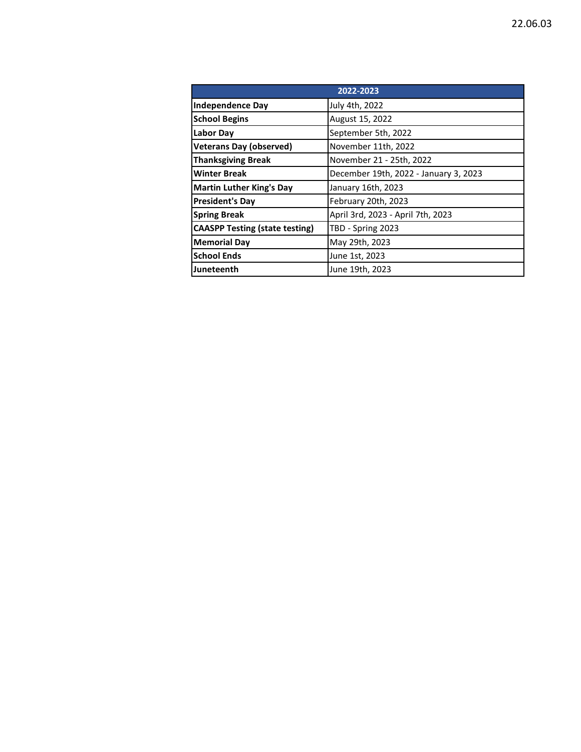22.06.03

| 2022-2023 | |
| --- | --- |
| **Independence Day** | July 4th, 2022 |
| **School Begins** | August 15, 2022 |
| **Labor Day** | September 5th, 2022 |
| **Veterans Day (observed)** | November 11th, 2022 |
| **Thanksgiving Break** | November 21 - 25th, 2022 |
| **Winter Break** | December 19th, 2022 - January 3, 2023 |
| **Martin Luther King's Day** | January 16th, 2023 |
| **President's Day** | February 20th, 2023 |
| **Spring Break** | April 3rd, 2023 - April 7th, 2023 |
| **CAASPP Testing (state testing)** | TBD - Spring 2023 |
| **Memorial Day** | May 29th, 2023 |
| **School Ends** | June 1st, 2023 |
| **Juneteenth** | June 19th, 2023 |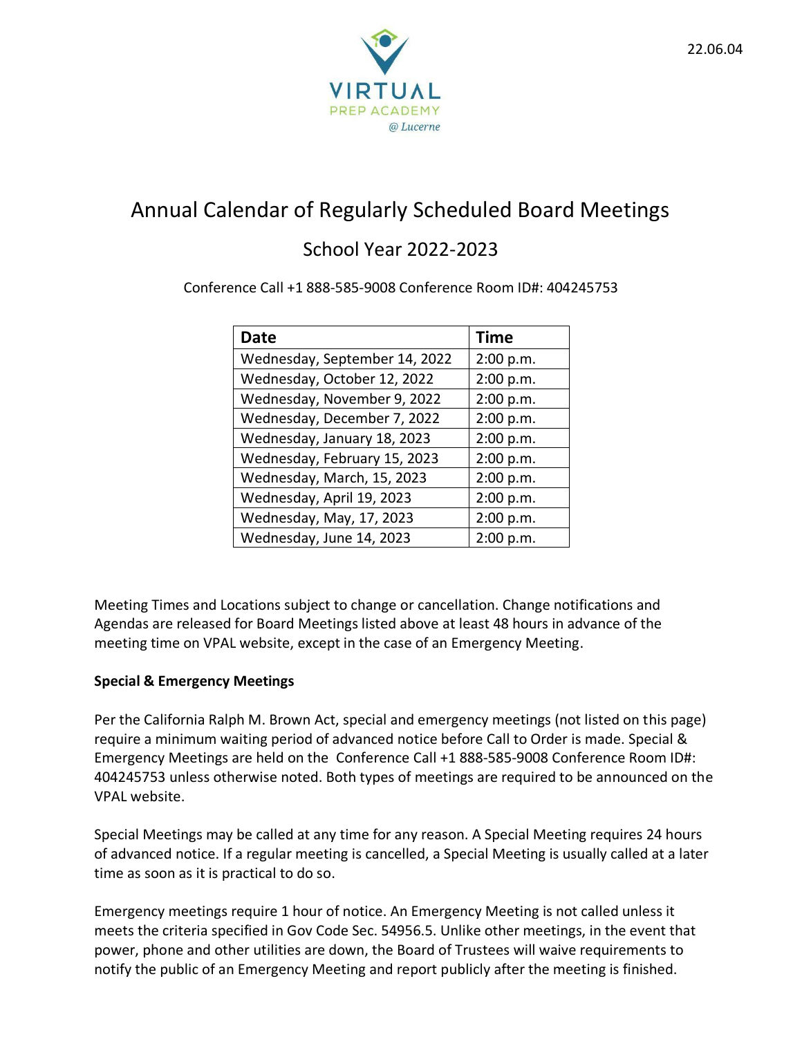22.06.04

VIRTUAL
PREP ACADEMY
@ Lucerne

# Annual Calendar of Regularly Scheduled Board Meetings

## School Year 2022-2023

Conference Call +1 888-585-9008 Conference Room ID#: 404245753

| Date | Time |
|---|---|
| Wednesday, September 14, 2022 | 2:00 p.m. |
| Wednesday, October 12, 2022 | 2:00 p.m. |
| Wednesday, November 9, 2022 | 2:00 p.m. |
| Wednesday, December 7, 2022 | 2:00 p.m. |
| Wednesday, January 18, 2023 | 2:00 p.m. |
| Wednesday, February 15, 2023 | 2:00 p.m. |
| Wednesday, March, 15, 2023 | 2:00 p.m. |
| Wednesday, April 19, 2023 | 2:00 p.m. |
| Wednesday, May, 17, 2023 | 2:00 p.m. |
| Wednesday, June 14, 2023 | 2:00 p.m. |

Meeting Times and Locations subject to change or cancellation. Change notifications and Agendas are released for Board Meetings listed above at least 48 hours in advance of the meeting time on VPAL website, except in the case of an Emergency Meeting.

**Special & Emergency Meetings**

Per the California Ralph M. Brown Act, special and emergency meetings (not listed on this page) require a minimum waiting period of advanced notice before Call to Order is made. Special & Emergency Meetings are held on the Conference Call +1 888-585-9008 Conference Room ID#: 404245753 unless otherwise noted. Both types of meetings are required to be announced on the VPAL website.

Special Meetings may be called at any time for any reason. A Special Meeting requires 24 hours of advanced notice. If a regular meeting is cancelled, a Special Meeting is usually called at a later time as soon as it is practical to do so.

Emergency meetings require 1 hour of notice. An Emergency Meeting is not called unless it meets the criteria specified in Gov Code Sec. 54956.5. Unlike other meetings, in the event that power, phone and other utilities are down, the Board of Trustees will waive requirements to notify the public of an Emergency Meeting and report publicly after the meeting is finished.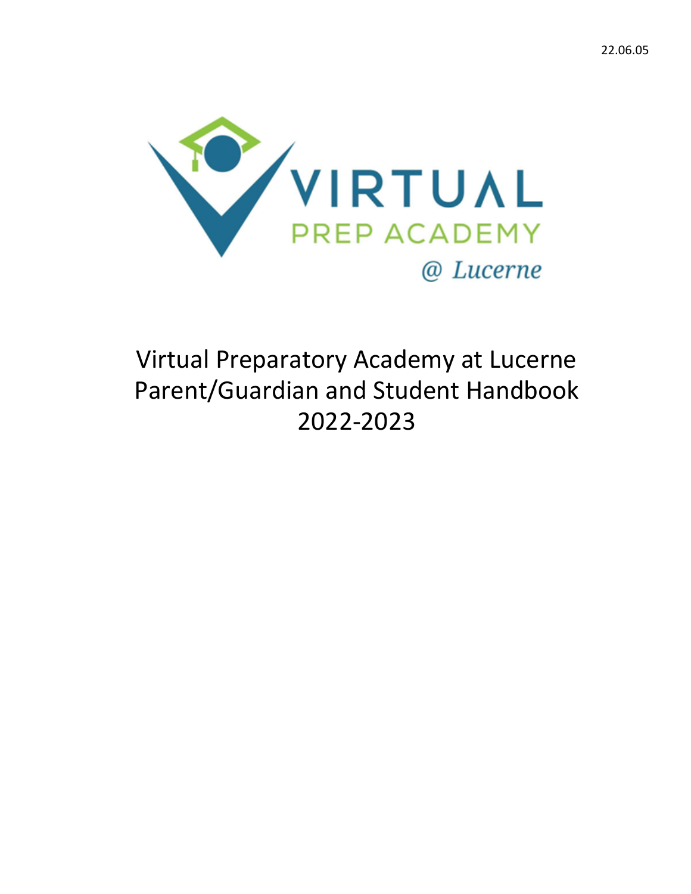22.06.05

Virtual Preparatory Academy at Lucerne
Parent/Guardian and Student Handbook
2022-2023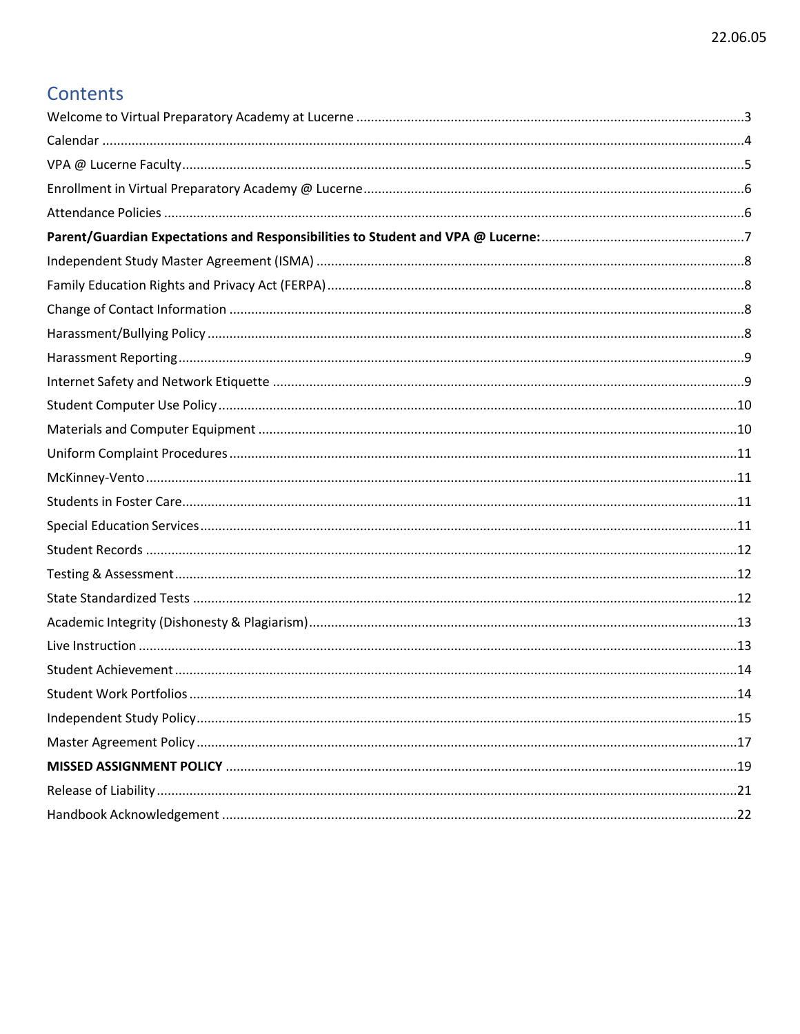## Contents

| | |
|---|---|
| Welcome to Virtual Preparatory Academy at Lucerne | 3 |
| Calendar | 4 |
| VPA @ Lucerne Faculty | 5 |
| Enrollment in Virtual Preparatory Academy @ Lucerne | 6 |
| Attendance Policies | 6 |
| **Parent/Guardian Expectations and Responsibilities to Student and VPA @ Lucerne:** | 7 |
| Independent Study Master Agreement (ISMA) | 8 |
| Family Education Rights and Privacy Act (FERPA) | 8 |
| Change of Contact Information | 8 |
| Harassment/Bullying Policy | 8 |
| Harassment Reporting | 9 |
| Internet Safety and Network Etiquette | 9 |
| Student Computer Use Policy | 10 |
| Materials and Computer Equipment | 10 |
| Uniform Complaint Procedures | 11 |
| McKinney-Vento | 11 |
| Students in Foster Care | 11 |
| Special Education Services | 11 |
| Student Records | 12 |
| Testing & Assessment | 12 |
| State Standardized Tests | 12 |
| Academic Integrity (Dishonesty & Plagiarism) | 13 |
| Live Instruction | 13 |
| Student Achievement | 14 |
| Student Work Portfolios | 14 |
| Independent Study Policy | 15 |
| Master Agreement Policy | 17 |
| **MISSED ASSIGNMENT POLICY** | 19 |
| Release of Liability | 21 |
| Handbook Acknowledgement | 22 |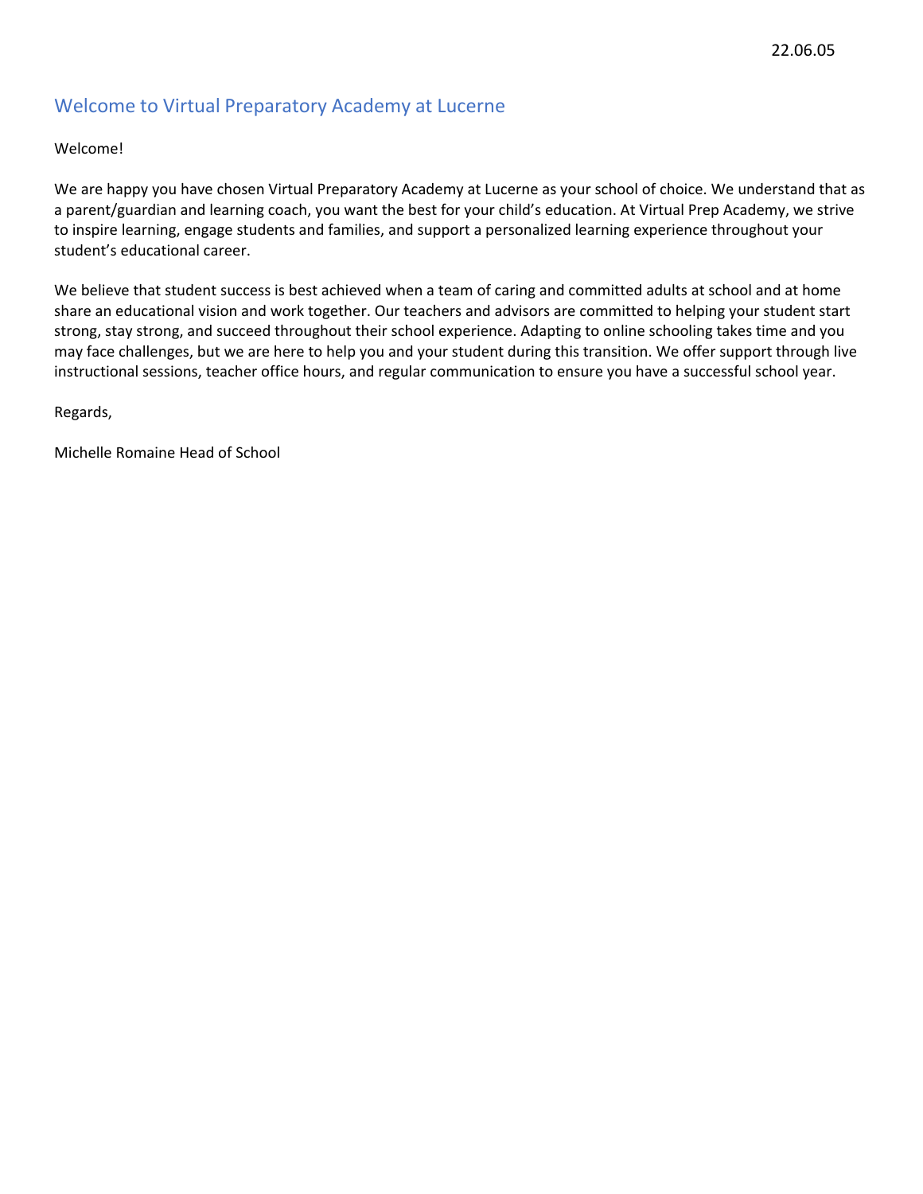22.06.05

## Welcome to Virtual Preparatory Academy at Lucerne

Welcome!

We are happy you have chosen Virtual Preparatory Academy at Lucerne as your school of choice. We understand that as a parent/guardian and learning coach, you want the best for your child's education. At Virtual Prep Academy, we strive to inspire learning, engage students and families, and support a personalized learning experience throughout your student's educational career.

We believe that student success is best achieved when a team of caring and committed adults at school and at home share an educational vision and work together. Our teachers and advisors are committed to helping your student start strong, stay strong, and succeed throughout their school experience. Adapting to online schooling takes time and you may face challenges, but we are here to help you and your student during this transition. We offer support through live instructional sessions, teacher office hours, and regular communication to ensure you have a successful school year.

Regards,

Michelle Romaine Head of School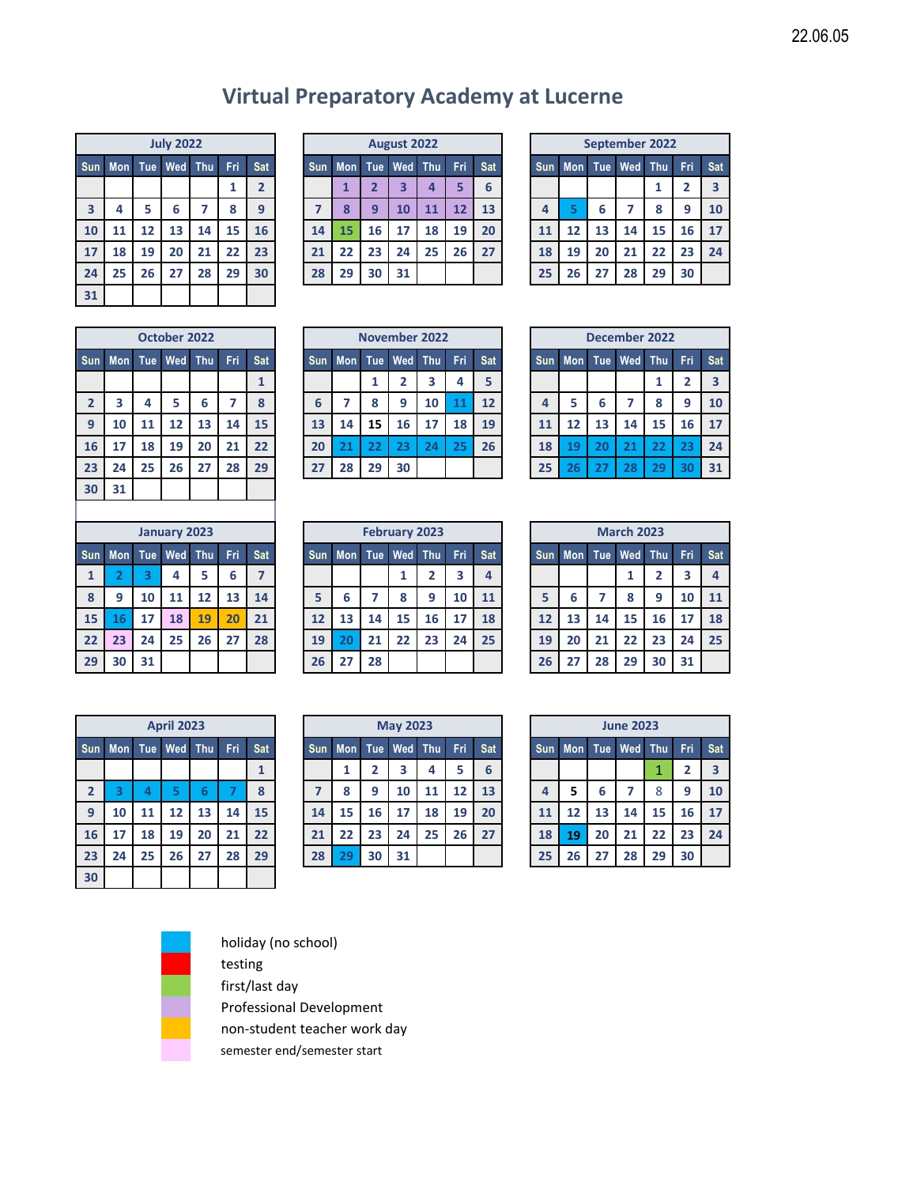22.06.05

# Virtual Preparatory Academy at Lucerne

**July 2022**

| Sun | Mon | Tue | Wed | Thu | Fri | Sat |
|---|---|---|---|---|---|---|
| | | | | | 1 | 2 |
| 3 | 4 | 5 | 6 | 7 | 8 | 9 |
| 10 | 11 | 12 | 13 | 14 | 15 | 16 |
| 17 | 18 | 19 | 20 | 21 | 22 | 23 |
| 24 | 25 | 26 | 27 | 28 | 29 | 30 |
| 31 | | | | | | |

**August 2022**

| Sun | Mon | Tue | Wed | Thu | Fri | Sat |
|---|---|---|---|---|---|---|
| | 1 | 2 | 3 | 4 | 5 | 6 |
| 7 | 8 | 9 | 10 | 11 | 12 | 13 |
| 14 | 15 | 16 | 17 | 18 | 19 | 20 |
| 21 | 22 | 23 | 24 | 25 | 26 | 27 |
| 28 | 29 | 30 | 31 | | | |

**September 2022**

| Sun | Mon | Tue | Wed | Thu | Fri | Sat |
|---|---|---|---|---|---|---|
| | | | | 1 | 2 | 3 |
| 4 | 5 | 6 | 7 | 8 | 9 | 10 |
| 11 | 12 | 13 | 14 | 15 | 16 | 17 |
| 18 | 19 | 20 | 21 | 22 | 23 | 24 |
| 25 | 26 | 27 | 28 | 29 | 30 | |

**October 2022**

| Sun | Mon | Tue | Wed | Thu | Fri | Sat |
|---|---|---|---|---|---|---|
| | | | | | | 1 |
| 2 | 3 | 4 | 5 | 6 | 7 | 8 |
| 9 | 10 | 11 | 12 | 13 | 14 | 15 |
| 16 | 17 | 18 | 19 | 20 | 21 | 22 |
| 23 | 24 | 25 | 26 | 27 | 28 | 29 |
| 30 | 31 | | | | | |

**November 2022**

| Sun | Mon | Tue | Wed | Thu | Fri | Sat |
|---|---|---|---|---|---|---|
| | | 1 | 2 | 3 | 4 | 5 |
| 6 | 7 | 8 | 9 | 10 | 11 | 12 |
| 13 | 14 | 15 | 16 | 17 | 18 | 19 |
| 20 | 21 | 22 | 23 | 24 | 25 | 26 |
| 27 | 28 | 29 | 30 | | | |

**December 2022**

| Sun | Mon | Tue | Wed | Thu | Fri | Sat |
|---|---|---|---|---|---|---|
| | | | | 1 | 2 | 3 |
| 4 | 5 | 6 | 7 | 8 | 9 | 10 |
| 11 | 12 | 13 | 14 | 15 | 16 | 17 |
| 18 | 19 | 20 | 21 | 22 | 23 | 24 |
| 25 | 26 | 27 | 28 | 29 | 30 | 31 |

**January 2023**

| Sun | Mon | Tue | Wed | Thu | Fri | Sat |
|---|---|---|---|---|---|---|
| 1 | 2 | 3 | 4 | 5 | 6 | 7 |
| 8 | 9 | 10 | 11 | 12 | 13 | 14 |
| 15 | 16 | 17 | 18 | 19 | 20 | 21 |
| 22 | 23 | 24 | 25 | 26 | 27 | 28 |
| 29 | 30 | 31 | | | | |

**February 2023**

| Sun | Mon | Tue | Wed | Thu | Fri | Sat |
|---|---|---|---|---|---|---|
| | | | 1 | 2 | 3 | 4 |
| 5 | 6 | 7 | 8 | 9 | 10 | 11 |
| 12 | 13 | 14 | 15 | 16 | 17 | 18 |
| 19 | 20 | 21 | 22 | 23 | 24 | 25 |
| 26 | 27 | 28 | | | | |

**March 2023**

| Sun | Mon | Tue | Wed | Thu | Fri | Sat |
|---|---|---|---|---|---|---|
| | | | 1 | 2 | 3 | 4 |
| 5 | 6 | 7 | 8 | 9 | 10 | 11 |
| 12 | 13 | 14 | 15 | 16 | 17 | 18 |
| 19 | 20 | 21 | 22 | 23 | 24 | 25 |
| 26 | 27 | 28 | 29 | 30 | 31 | |

**April 2023**

| Sun | Mon | Tue | Wed | Thu | Fri | Sat |
|---|---|---|---|---|---|---|
| | | | | | | 1 |
| 2 | 3 | 4 | 5 | 6 | 7 | 8 |
| 9 | 10 | 11 | 12 | 13 | 14 | 15 |
| 16 | 17 | 18 | 19 | 20 | 21 | 22 |
| 23 | 24 | 25 | 26 | 27 | 28 | 29 |
| 30 | | | | | | |

**May 2023**

| Sun | Mon | Tue | Wed | Thu | Fri | Sat |
|---|---|---|---|---|---|---|
| | 1 | 2 | 3 | 4 | 5 | 6 |
| 7 | 8 | 9 | 10 | 11 | 12 | 13 |
| 14 | 15 | 16 | 17 | 18 | 19 | 20 |
| 21 | 22 | 23 | 24 | 25 | 26 | 27 |
| 28 | 29 | 30 | 31 | | | |

**June 2023**

| Sun | Mon | Tue | Wed | Thu | Fri | Sat |
|---|---|---|---|---|---|---|
| | | | | 1 | 2 | 3 |
| 4 | 5 | 6 | 7 | 8 | 9 | 10 |
| 11 | 12 | 13 | 14 | 15 | 16 | 17 |
| 18 | 19 | 20 | 21 | 22 | 23 | 24 |
| 25 | 26 | 27 | 28 | 29 | 30 | |

**Legend:**

- holiday (no school): Sep 5; Nov 11, 21–25; Dec 19–23, 26–30; Jan 2–3, 16, 23; Feb 20; Apr 3–7; May 29; Jun 19
- testing
- first/last day: Aug 15; Jun 1
- Professional Development: Aug 1–5, 8–12
- non-student teacher work day: Jan 19–20
- semester end/semester start: Jan 18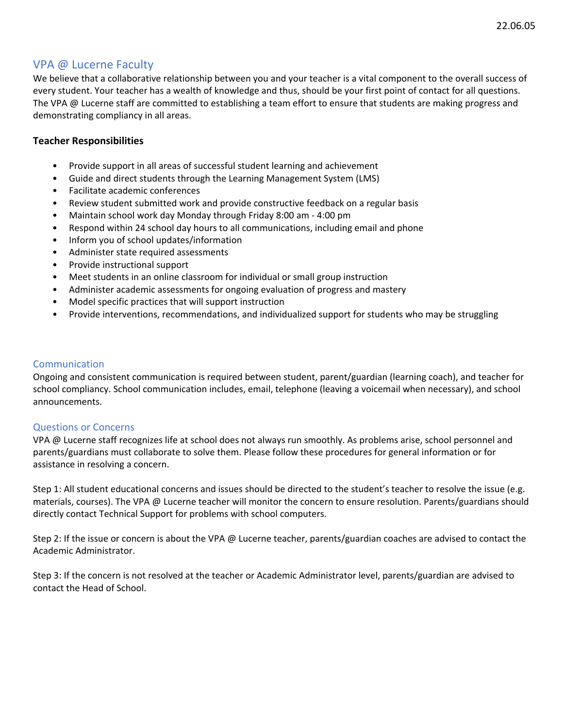## VPA @ Lucerne Faculty

We believe that a collaborative relationship between you and your teacher is a vital component to the overall success of every student. Your teacher has a wealth of knowledge and thus, should be your first point of contact for all questions. The VPA @ Lucerne staff are committed to establishing a team effort to ensure that students are making progress and demonstrating compliancy in all areas.

**Teacher Responsibilities**

- Provide support in all areas of successful student learning and achievement
- Guide and direct students through the Learning Management System (LMS)
- Facilitate academic conferences
- Review student submitted work and provide constructive feedback on a regular basis
- Maintain school work day Monday through Friday 8:00 am - 4:00 pm
- Respond within 24 school day hours to all communications, including email and phone
- Inform you of school updates/information
- Administer state required assessments
- Provide instructional support
- Meet students in an online classroom for individual or small group instruction
- Administer academic assessments for ongoing evaluation of progress and mastery
- Model specific practices that will support instruction
- Provide interventions, recommendations, and individualized support for students who may be struggling

## Communication

Ongoing and consistent communication is required between student, parent/guardian (learning coach), and teacher for school compliancy. School communication includes, email, telephone (leaving a voicemail when necessary), and school announcements.

## Questions or Concerns

VPA @ Lucerne staff recognizes life at school does not always run smoothly. As problems arise, school personnel and parents/guardians must collaborate to solve them. Please follow these procedures for general information or for assistance in resolving a concern.

Step 1: All student educational concerns and issues should be directed to the student's teacher to resolve the issue (e.g. materials, courses). The VPA @ Lucerne teacher will monitor the concern to ensure resolution. Parents/guardians should directly contact Technical Support for problems with school computers.

Step 2: If the issue or concern is about the VPA @ Lucerne teacher, parents/guardian coaches are advised to contact the Academic Administrator.

Step 3: If the concern is not resolved at the teacher or Academic Administrator level, parents/guardian are advised to contact the Head of School.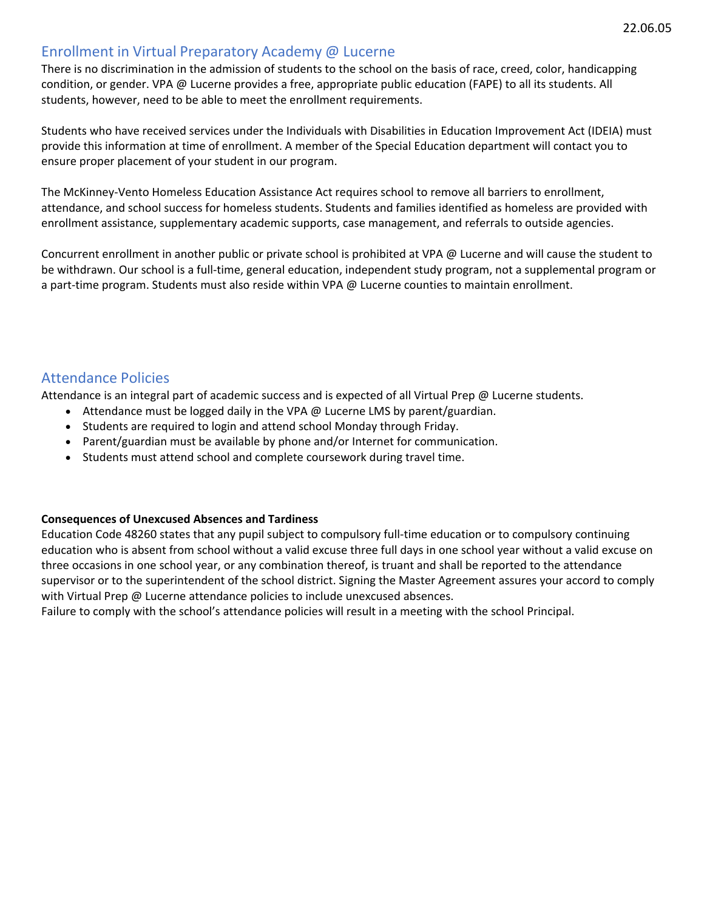## Enrollment in Virtual Preparatory Academy @ Lucerne

There is no discrimination in the admission of students to the school on the basis of race, creed, color, handicapping condition, or gender. VPA @ Lucerne provides a free, appropriate public education (FAPE) to all its students. All students, however, need to be able to meet the enrollment requirements.

Students who have received services under the Individuals with Disabilities in Education Improvement Act (IDEIA) must provide this information at time of enrollment. A member of the Special Education department will contact you to ensure proper placement of your student in our program.

The McKinney-Vento Homeless Education Assistance Act requires school to remove all barriers to enrollment, attendance, and school success for homeless students. Students and families identified as homeless are provided with enrollment assistance, supplementary academic supports, case management, and referrals to outside agencies.

Concurrent enrollment in another public or private school is prohibited at VPA @ Lucerne and will cause the student to be withdrawn. Our school is a full-time, general education, independent study program, not a supplemental program or a part-time program. Students must also reside within VPA @ Lucerne counties to maintain enrollment.

## Attendance Policies

Attendance is an integral part of academic success and is expected of all Virtual Prep @ Lucerne students.

- Attendance must be logged daily in the VPA @ Lucerne LMS by parent/guardian.
- Students are required to login and attend school Monday through Friday.
- Parent/guardian must be available by phone and/or Internet for communication.
- Students must attend school and complete coursework during travel time.

**Consequences of Unexcused Absences and Tardiness**

Education Code 48260 states that any pupil subject to compulsory full-time education or to compulsory continuing education who is absent from school without a valid excuse three full days in one school year without a valid excuse on three occasions in one school year, or any combination thereof, is truant and shall be reported to the attendance supervisor or to the superintendent of the school district. Signing the Master Agreement assures your accord to comply with Virtual Prep @ Lucerne attendance policies to include unexcused absences.

Failure to comply with the school's attendance policies will result in a meeting with the school Principal.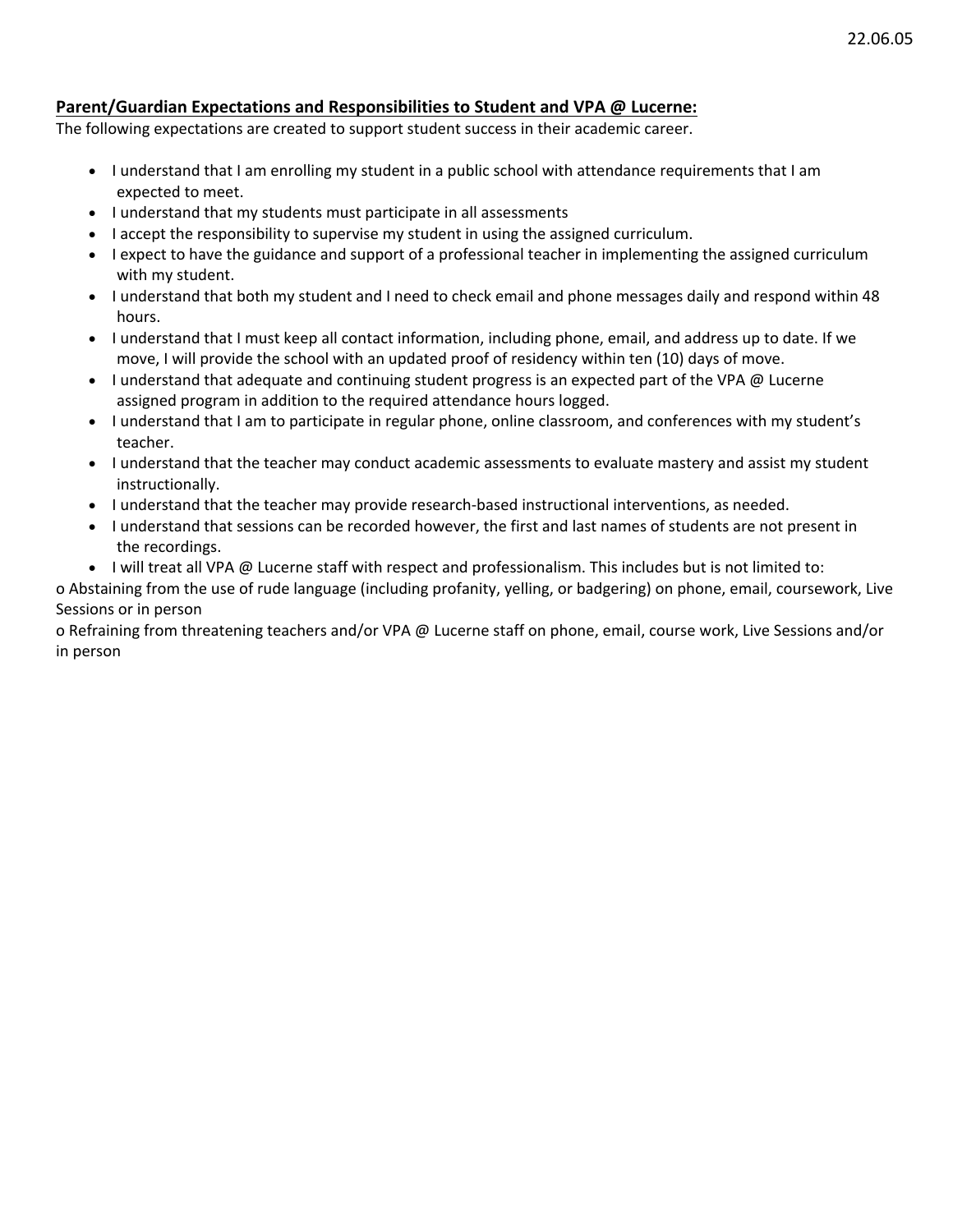22.06.05

**<u>Parent/Guardian Expectations and Responsibilities to Student and VPA @ Lucerne:</u>**

The following expectations are created to support student success in their academic career.

- I understand that I am enrolling my student in a public school with attendance requirements that I am expected to meet.
- I understand that my students must participate in all assessments
- I accept the responsibility to supervise my student in using the assigned curriculum.
- I expect to have the guidance and support of a professional teacher in implementing the assigned curriculum with my student.
- I understand that both my student and I need to check email and phone messages daily and respond within 48 hours.
- I understand that I must keep all contact information, including phone, email, and address up to date. If we move, I will provide the school with an updated proof of residency within ten (10) days of move.
- I understand that adequate and continuing student progress is an expected part of the VPA @ Lucerne assigned program in addition to the required attendance hours logged.
- I understand that I am to participate in regular phone, online classroom, and conferences with my student's teacher.
- I understand that the teacher may conduct academic assessments to evaluate mastery and assist my student instructionally.
- I understand that the teacher may provide research-based instructional interventions, as needed.
- I understand that sessions can be recorded however, the first and last names of students are not present in the recordings.
- I will treat all VPA @ Lucerne staff with respect and professionalism. This includes but is not limited to:

o Abstaining from the use of rude language (including profanity, yelling, or badgering) on phone, email, coursework, Live Sessions or in person

o Refraining from threatening teachers and/or VPA @ Lucerne staff on phone, email, course work, Live Sessions and/or in person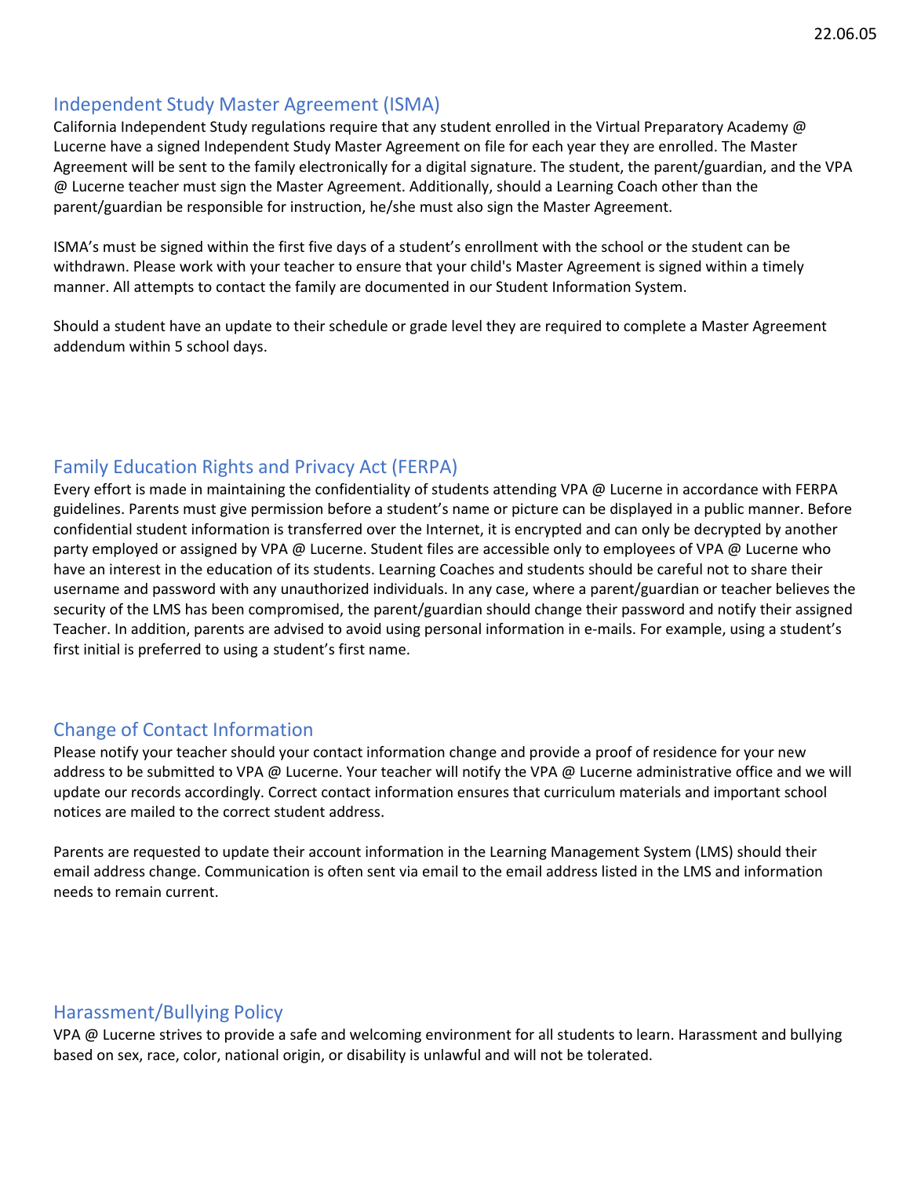## Independent Study Master Agreement (ISMA)

California Independent Study regulations require that any student enrolled in the Virtual Preparatory Academy @ Lucerne have a signed Independent Study Master Agreement on file for each year they are enrolled. The Master Agreement will be sent to the family electronically for a digital signature. The student, the parent/guardian, and the VPA @ Lucerne teacher must sign the Master Agreement. Additionally, should a Learning Coach other than the parent/guardian be responsible for instruction, he/she must also sign the Master Agreement.

ISMA's must be signed within the first five days of a student's enrollment with the school or the student can be withdrawn. Please work with your teacher to ensure that your child's Master Agreement is signed within a timely manner. All attempts to contact the family are documented in our Student Information System.

Should a student have an update to their schedule or grade level they are required to complete a Master Agreement addendum within 5 school days.

## Family Education Rights and Privacy Act (FERPA)

Every effort is made in maintaining the confidentiality of students attending VPA @ Lucerne in accordance with FERPA guidelines. Parents must give permission before a student's name or picture can be displayed in a public manner. Before confidential student information is transferred over the Internet, it is encrypted and can only be decrypted by another party employed or assigned by VPA @ Lucerne. Student files are accessible only to employees of VPA @ Lucerne who have an interest in the education of its students. Learning Coaches and students should be careful not to share their username and password with any unauthorized individuals. In any case, where a parent/guardian or teacher believes the security of the LMS has been compromised, the parent/guardian should change their password and notify their assigned Teacher. In addition, parents are advised to avoid using personal information in e-mails. For example, using a student's first initial is preferred to using a student's first name.

## Change of Contact Information

Please notify your teacher should your contact information change and provide a proof of residence for your new address to be submitted to VPA @ Lucerne. Your teacher will notify the VPA @ Lucerne administrative office and we will update our records accordingly. Correct contact information ensures that curriculum materials and important school notices are mailed to the correct student address.

Parents are requested to update their account information in the Learning Management System (LMS) should their email address change. Communication is often sent via email to the email address listed in the LMS and information needs to remain current.

## Harassment/Bullying Policy

VPA @ Lucerne strives to provide a safe and welcoming environment for all students to learn. Harassment and bullying based on sex, race, color, national origin, or disability is unlawful and will not be tolerated.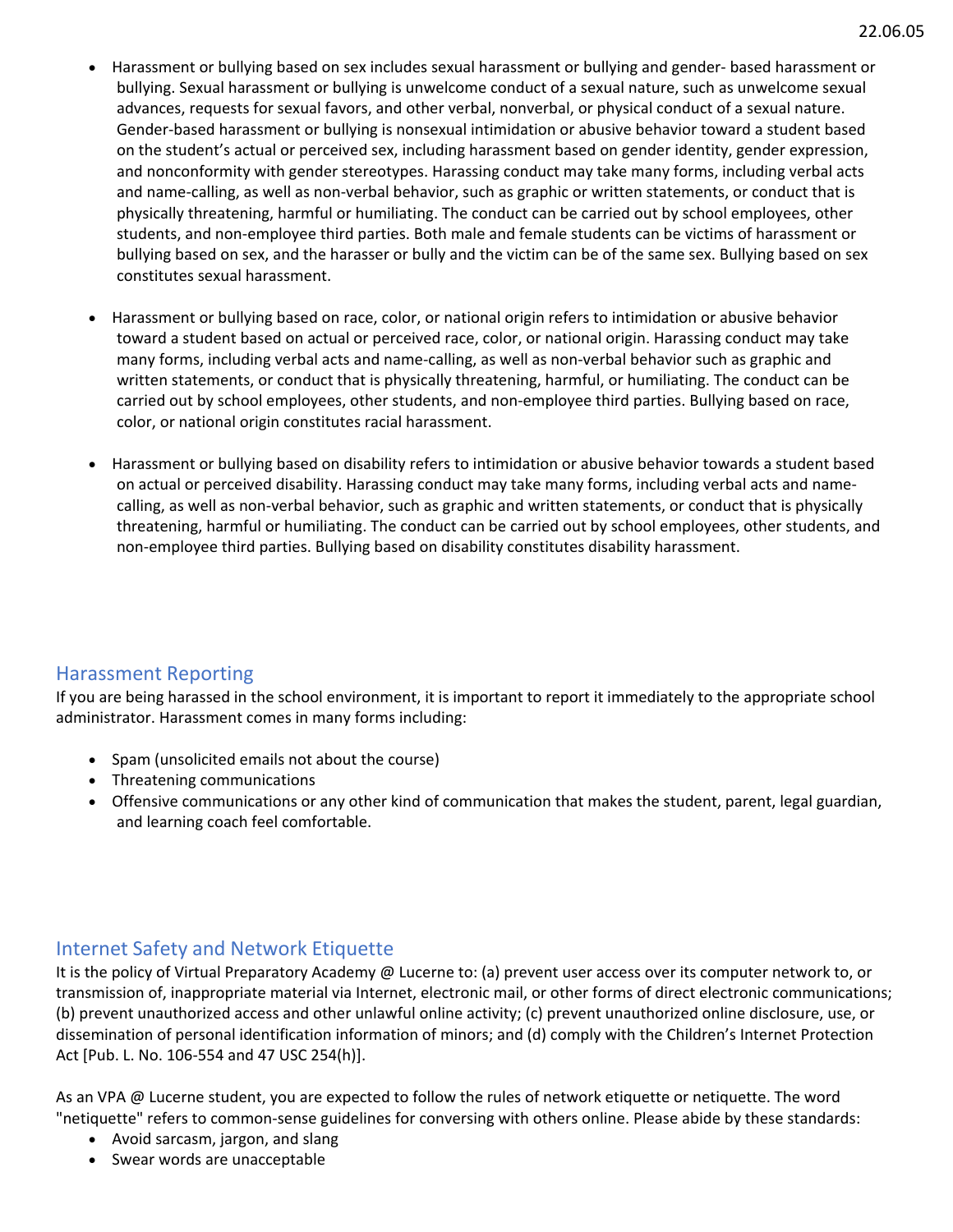- Harassment or bullying based on sex includes sexual harassment or bullying and gender- based harassment or bullying. Sexual harassment or bullying is unwelcome conduct of a sexual nature, such as unwelcome sexual advances, requests for sexual favors, and other verbal, nonverbal, or physical conduct of a sexual nature. Gender-based harassment or bullying is nonsexual intimidation or abusive behavior toward a student based on the student's actual or perceived sex, including harassment based on gender identity, gender expression, and nonconformity with gender stereotypes. Harassing conduct may take many forms, including verbal acts and name-calling, as well as non-verbal behavior, such as graphic or written statements, or conduct that is physically threatening, harmful or humiliating. The conduct can be carried out by school employees, other students, and non-employee third parties. Both male and female students can be victims of harassment or bullying based on sex, and the harasser or bully and the victim can be of the same sex. Bullying based on sex constitutes sexual harassment.

- Harassment or bullying based on race, color, or national origin refers to intimidation or abusive behavior toward a student based on actual or perceived race, color, or national origin. Harassing conduct may take many forms, including verbal acts and name-calling, as well as non-verbal behavior such as graphic and written statements, or conduct that is physically threatening, harmful, or humiliating. The conduct can be carried out by school employees, other students, and non-employee third parties. Bullying based on race, color, or national origin constitutes racial harassment.

- Harassment or bullying based on disability refers to intimidation or abusive behavior towards a student based on actual or perceived disability. Harassing conduct may take many forms, including verbal acts and name-calling, as well as non-verbal behavior, such as graphic and written statements, or conduct that is physically threatening, harmful or humiliating. The conduct can be carried out by school employees, other students, and non-employee third parties. Bullying based on disability constitutes disability harassment.

## Harassment Reporting

If you are being harassed in the school environment, it is important to report it immediately to the appropriate school administrator. Harassment comes in many forms including:

- Spam (unsolicited emails not about the course)
- Threatening communications
- Offensive communications or any other kind of communication that makes the student, parent, legal guardian, and learning coach feel comfortable.

## Internet Safety and Network Etiquette

It is the policy of Virtual Preparatory Academy @ Lucerne to: (a) prevent user access over its computer network to, or transmission of, inappropriate material via Internet, electronic mail, or other forms of direct electronic communications; (b) prevent unauthorized access and other unlawful online activity; (c) prevent unauthorized online disclosure, use, or dissemination of personal identification information of minors; and (d) comply with the Children's Internet Protection Act [Pub. L. No. 106-554 and 47 USC 254(h)].

As an VPA @ Lucerne student, you are expected to follow the rules of network etiquette or netiquette. The word "netiquette" refers to common-sense guidelines for conversing with others online. Please abide by these standards:

- Avoid sarcasm, jargon, and slang
- Swear words are unacceptable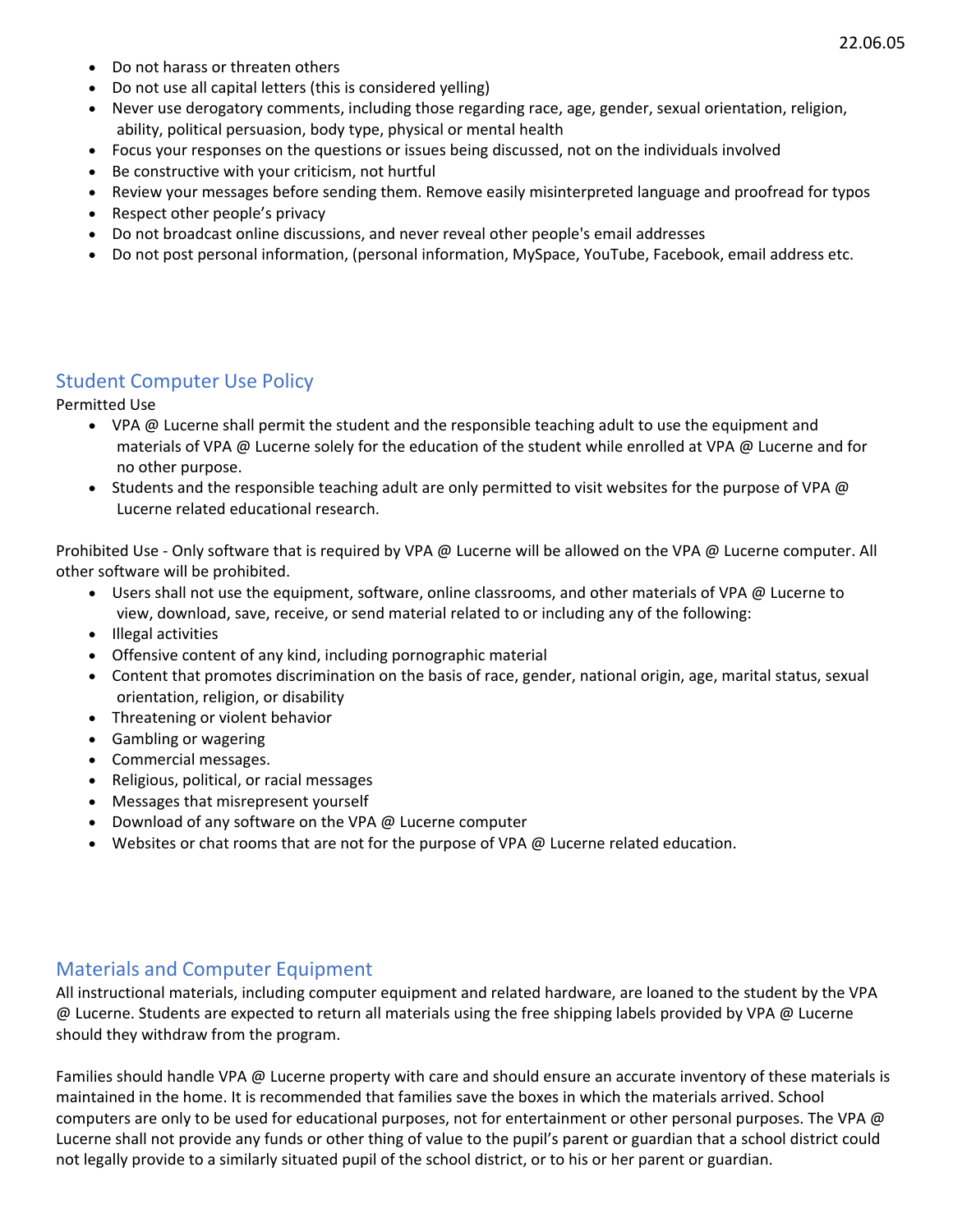- Do not harass or threaten others
- Do not use all capital letters (this is considered yelling)
- Never use derogatory comments, including those regarding race, age, gender, sexual orientation, religion, ability, political persuasion, body type, physical or mental health
- Focus your responses on the questions or issues being discussed, not on the individuals involved
- Be constructive with your criticism, not hurtful
- Review your messages before sending them. Remove easily misinterpreted language and proofread for typos
- Respect other people's privacy
- Do not broadcast online discussions, and never reveal other people's email addresses
- Do not post personal information, (personal information, MySpace, YouTube, Facebook, email address etc.

## Student Computer Use Policy

Permitted Use

- VPA @ Lucerne shall permit the student and the responsible teaching adult to use the equipment and materials of VPA @ Lucerne solely for the education of the student while enrolled at VPA @ Lucerne and for no other purpose.
- Students and the responsible teaching adult are only permitted to visit websites for the purpose of VPA @ Lucerne related educational research.

Prohibited Use - Only software that is required by VPA @ Lucerne will be allowed on the VPA @ Lucerne computer. All other software will be prohibited.

- Users shall not use the equipment, software, online classrooms, and other materials of VPA @ Lucerne to view, download, save, receive, or send material related to or including any of the following:
- Illegal activities
- Offensive content of any kind, including pornographic material
- Content that promotes discrimination on the basis of race, gender, national origin, age, marital status, sexual orientation, religion, or disability
- Threatening or violent behavior
- Gambling or wagering
- Commercial messages.
- Religious, political, or racial messages
- Messages that misrepresent yourself
- Download of any software on the VPA @ Lucerne computer
- Websites or chat rooms that are not for the purpose of VPA @ Lucerne related education.

## Materials and Computer Equipment

All instructional materials, including computer equipment and related hardware, are loaned to the student by the VPA @ Lucerne. Students are expected to return all materials using the free shipping labels provided by VPA @ Lucerne should they withdraw from the program.

Families should handle VPA @ Lucerne property with care and should ensure an accurate inventory of these materials is maintained in the home. It is recommended that families save the boxes in which the materials arrived. School computers are only to be used for educational purposes, not for entertainment or other personal purposes. The VPA @ Lucerne shall not provide any funds or other thing of value to the pupil's parent or guardian that a school district could not legally provide to a similarly situated pupil of the school district, or to his or her parent or guardian.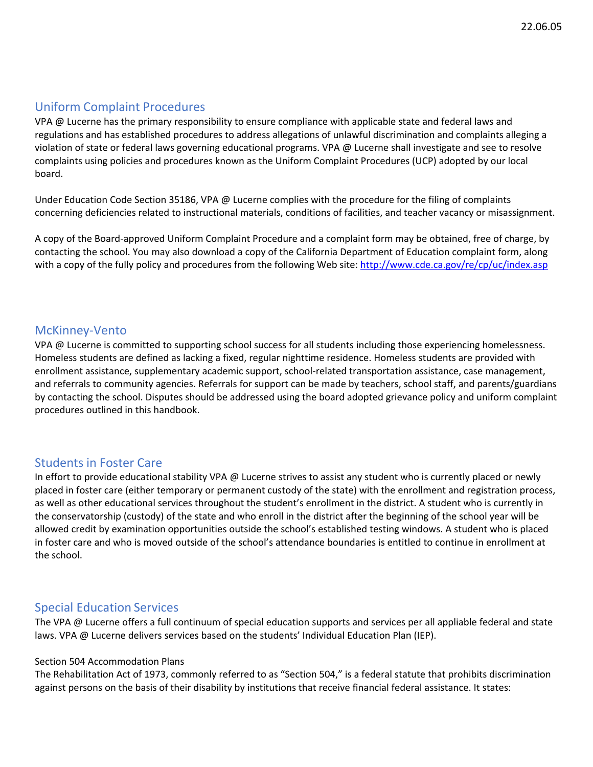## Uniform Complaint Procedures

VPA @ Lucerne has the primary responsibility to ensure compliance with applicable state and federal laws and regulations and has established procedures to address allegations of unlawful discrimination and complaints alleging a violation of state or federal laws governing educational programs. VPA @ Lucerne shall investigate and see to resolve complaints using policies and procedures known as the Uniform Complaint Procedures (UCP) adopted by our local board.

Under Education Code Section 35186, VPA @ Lucerne complies with the procedure for the filing of complaints concerning deficiencies related to instructional materials, conditions of facilities, and teacher vacancy or misassignment.

A copy of the Board-approved Uniform Complaint Procedure and a complaint form may be obtained, free of charge, by contacting the school. You may also download a copy of the California Department of Education complaint form, along with a copy of the fully policy and procedures from the following Web site: http://www.cde.ca.gov/re/cp/uc/index.asp

## McKinney-Vento

VPA @ Lucerne is committed to supporting school success for all students including those experiencing homelessness. Homeless students are defined as lacking a fixed, regular nighttime residence. Homeless students are provided with enrollment assistance, supplementary academic support, school-related transportation assistance, case management, and referrals to community agencies. Referrals for support can be made by teachers, school staff, and parents/guardians by contacting the school. Disputes should be addressed using the board adopted grievance policy and uniform complaint procedures outlined in this handbook.

## Students in Foster Care

In effort to provide educational stability VPA @ Lucerne strives to assist any student who is currently placed or newly placed in foster care (either temporary or permanent custody of the state) with the enrollment and registration process, as well as other educational services throughout the student's enrollment in the district. A student who is currently in the conservatorship (custody) of the state and who enroll in the district after the beginning of the school year will be allowed credit by examination opportunities outside the school's established testing windows. A student who is placed in foster care and who is moved outside of the school's attendance boundaries is entitled to continue in enrollment at the school.

## Special Education Services

The VPA @ Lucerne offers a full continuum of special education supports and services per all appliable federal and state laws. VPA @ Lucerne delivers services based on the students' Individual Education Plan (IEP).

### Section 504 Accommodation Plans

The Rehabilitation Act of 1973, commonly referred to as "Section 504," is a federal statute that prohibits discrimination against persons on the basis of their disability by institutions that receive financial federal assistance. It states: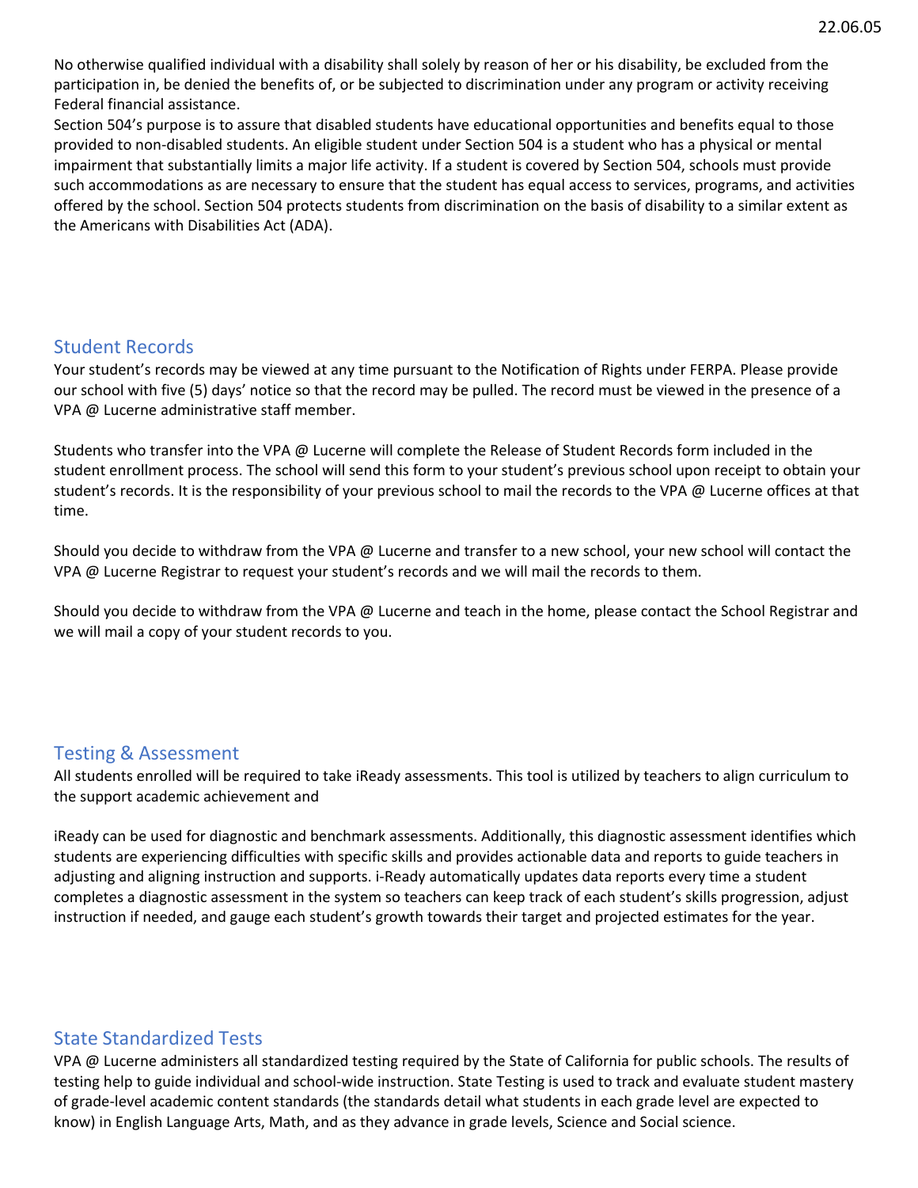No otherwise qualified individual with a disability shall solely by reason of her or his disability, be excluded from the participation in, be denied the benefits of, or be subjected to discrimination under any program or activity receiving Federal financial assistance.
Section 504's purpose is to assure that disabled students have educational opportunities and benefits equal to those provided to non-disabled students. An eligible student under Section 504 is a student who has a physical or mental impairment that substantially limits a major life activity. If a student is covered by Section 504, schools must provide such accommodations as are necessary to ensure that the student has equal access to services, programs, and activities offered by the school. Section 504 protects students from discrimination on the basis of disability to a similar extent as the Americans with Disabilities Act (ADA).

## Student Records

Your student's records may be viewed at any time pursuant to the Notification of Rights under FERPA. Please provide our school with five (5) days' notice so that the record may be pulled. The record must be viewed in the presence of a VPA @ Lucerne administrative staff member.

Students who transfer into the VPA @ Lucerne will complete the Release of Student Records form included in the student enrollment process. The school will send this form to your student's previous school upon receipt to obtain your student's records. It is the responsibility of your previous school to mail the records to the VPA @ Lucerne offices at that time.

Should you decide to withdraw from the VPA @ Lucerne and transfer to a new school, your new school will contact the VPA @ Lucerne Registrar to request your student's records and we will mail the records to them.

Should you decide to withdraw from the VPA @ Lucerne and teach in the home, please contact the School Registrar and we will mail a copy of your student records to you.

## Testing & Assessment

All students enrolled will be required to take iReady assessments. This tool is utilized by teachers to align curriculum to the support academic achievement and

iReady can be used for diagnostic and benchmark assessments. Additionally, this diagnostic assessment identifies which students are experiencing difficulties with specific skills and provides actionable data and reports to guide teachers in adjusting and aligning instruction and supports. i-Ready automatically updates data reports every time a student completes a diagnostic assessment in the system so teachers can keep track of each student's skills progression, adjust instruction if needed, and gauge each student's growth towards their target and projected estimates for the year.

## State Standardized Tests

VPA @ Lucerne administers all standardized testing required by the State of California for public schools. The results of testing help to guide individual and school-wide instruction. State Testing is used to track and evaluate student mastery of grade-level academic content standards (the standards detail what students in each grade level are expected to know) in English Language Arts, Math, and as they advance in grade levels, Science and Social science.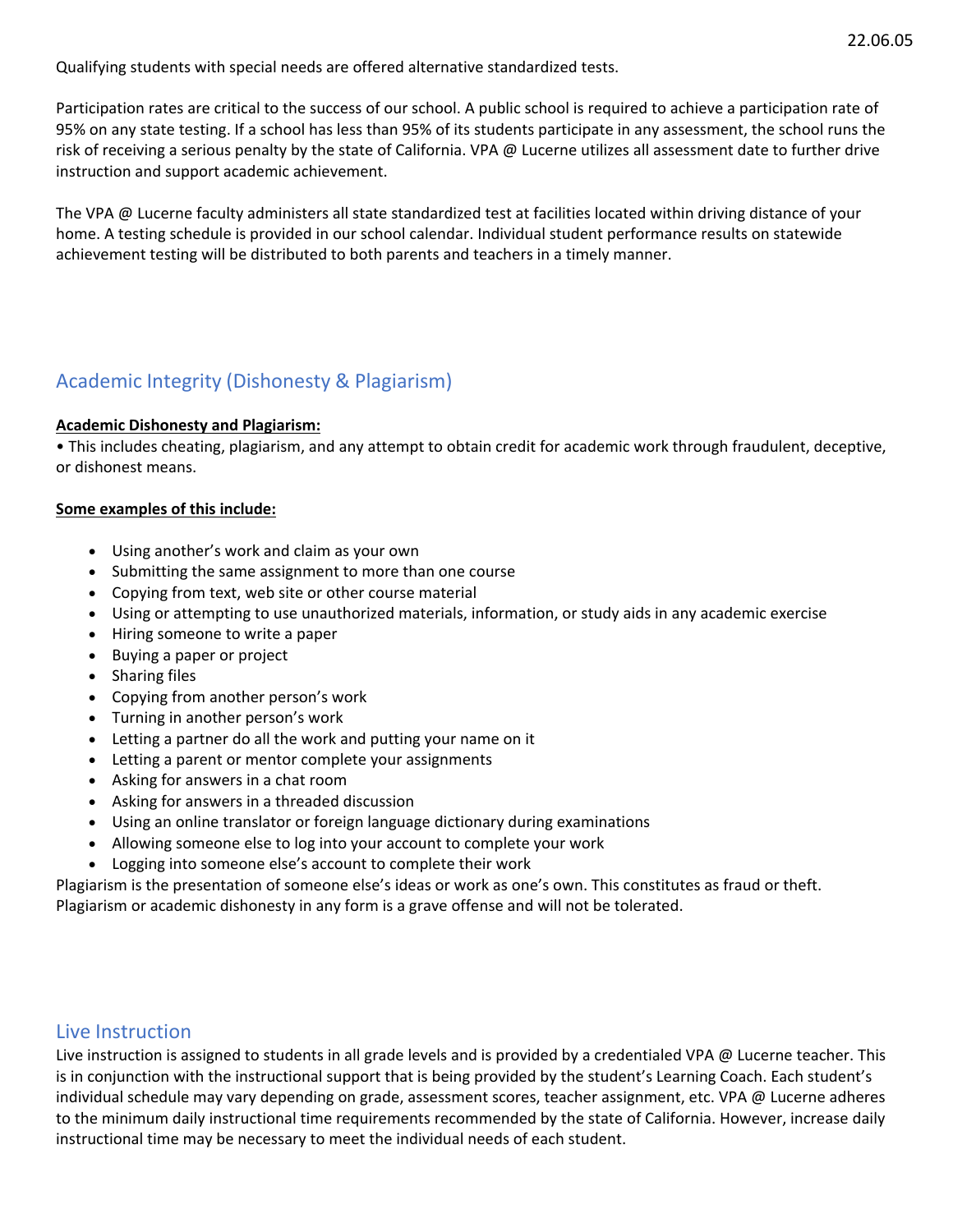Qualifying students with special needs are offered alternative standardized tests.

Participation rates are critical to the success of our school. A public school is required to achieve a participation rate of 95% on any state testing. If a school has less than 95% of its students participate in any assessment, the school runs the risk of receiving a serious penalty by the state of California. VPA @ Lucerne utilizes all assessment date to further drive instruction and support academic achievement.

The VPA @ Lucerne faculty administers all state standardized test at facilities located within driving distance of your home. A testing schedule is provided in our school calendar. Individual student performance results on statewide achievement testing will be distributed to both parents and teachers in a timely manner.

## Academic Integrity (Dishonesty & Plagiarism)

**Academic Dishonesty and Plagiarism:**

• This includes cheating, plagiarism, and any attempt to obtain credit for academic work through fraudulent, deceptive, or dishonest means.

**Some examples of this include:**

- Using another's work and claim as your own
- Submitting the same assignment to more than one course
- Copying from text, web site or other course material
- Using or attempting to use unauthorized materials, information, or study aids in any academic exercise
- Hiring someone to write a paper
- Buying a paper or project
- Sharing files
- Copying from another person's work
- Turning in another person's work
- Letting a partner do all the work and putting your name on it
- Letting a parent or mentor complete your assignments
- Asking for answers in a chat room
- Asking for answers in a threaded discussion
- Using an online translator or foreign language dictionary during examinations
- Allowing someone else to log into your account to complete your work
- Logging into someone else's account to complete their work

Plagiarism is the presentation of someone else's ideas or work as one's own. This constitutes as fraud or theft. Plagiarism or academic dishonesty in any form is a grave offense and will not be tolerated.

## Live Instruction

Live instruction is assigned to students in all grade levels and is provided by a credentialed VPA @ Lucerne teacher. This is in conjunction with the instructional support that is being provided by the student's Learning Coach. Each student's individual schedule may vary depending on grade, assessment scores, teacher assignment, etc. VPA @ Lucerne adheres to the minimum daily instructional time requirements recommended by the state of California. However, increase daily instructional time may be necessary to meet the individual needs of each student.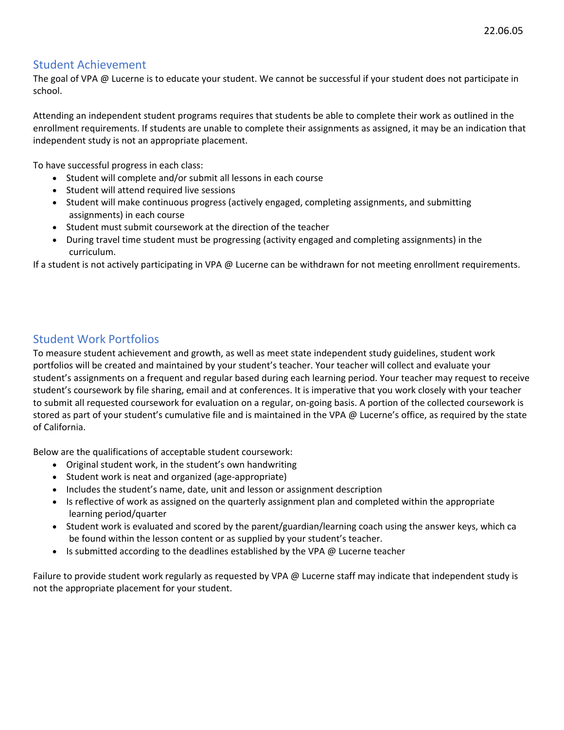## Student Achievement

The goal of VPA @ Lucerne is to educate your student. We cannot be successful if your student does not participate in school.

Attending an independent student programs requires that students be able to complete their work as outlined in the enrollment requirements. If students are unable to complete their assignments as assigned, it may be an indication that independent study is not an appropriate placement.

To have successful progress in each class:

- Student will complete and/or submit all lessons in each course
- Student will attend required live sessions
- Student will make continuous progress (actively engaged, completing assignments, and submitting assignments) in each course
- Student must submit coursework at the direction of the teacher
- During travel time student must be progressing (activity engaged and completing assignments) in the curriculum.

If a student is not actively participating in VPA @ Lucerne can be withdrawn for not meeting enrollment requirements.

## Student Work Portfolios

To measure student achievement and growth, as well as meet state independent study guidelines, student work portfolios will be created and maintained by your student's teacher. Your teacher will collect and evaluate your student's assignments on a frequent and regular based during each learning period. Your teacher may request to receive student's coursework by file sharing, email and at conferences. It is imperative that you work closely with your teacher to submit all requested coursework for evaluation on a regular, on-going basis. A portion of the collected coursework is stored as part of your student's cumulative file and is maintained in the VPA @ Lucerne's office, as required by the state of California.

Below are the qualifications of acceptable student coursework:

- Original student work, in the student's own handwriting
- Student work is neat and organized (age-appropriate)
- Includes the student's name, date, unit and lesson or assignment description
- Is reflective of work as assigned on the quarterly assignment plan and completed within the appropriate learning period/quarter
- Student work is evaluated and scored by the parent/guardian/learning coach using the answer keys, which ca be found within the lesson content or as supplied by your student's teacher.
- Is submitted according to the deadlines established by the VPA @ Lucerne teacher

Failure to provide student work regularly as requested by VPA @ Lucerne staff may indicate that independent study is not the appropriate placement for your student.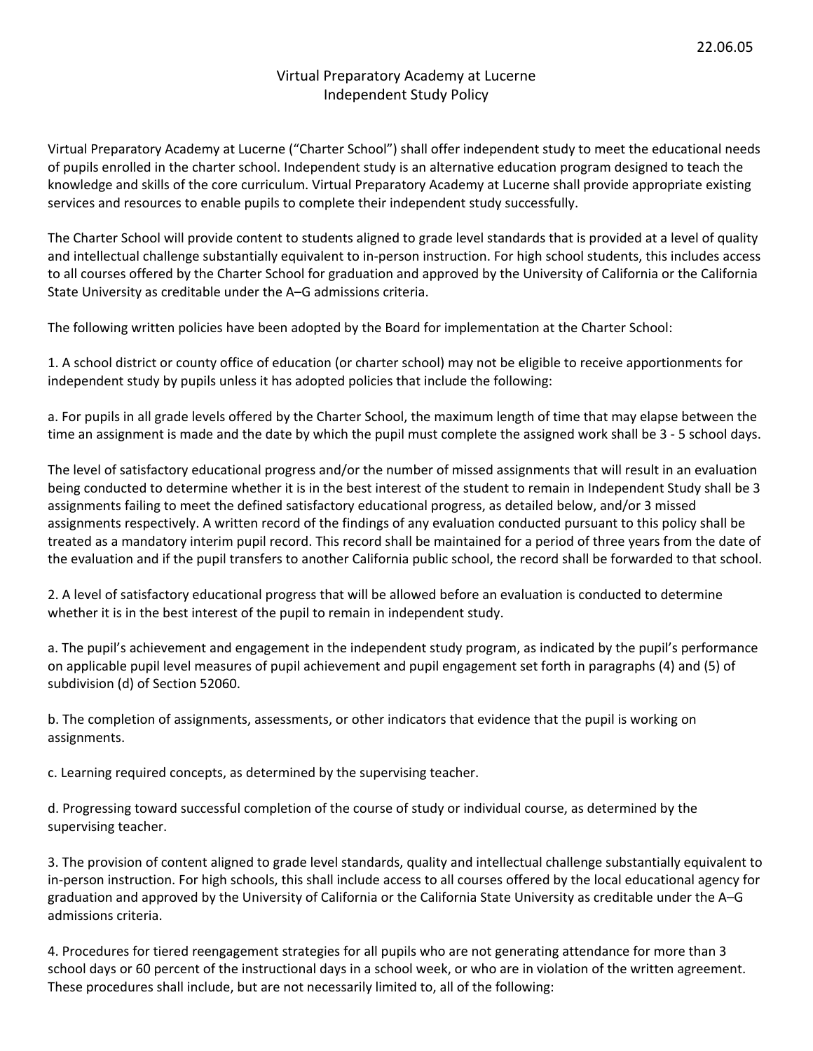# Virtual Preparatory Academy at Lucerne
## Independent Study Policy

Virtual Preparatory Academy at Lucerne ("Charter School") shall offer independent study to meet the educational needs of pupils enrolled in the charter school. Independent study is an alternative education program designed to teach the knowledge and skills of the core curriculum. Virtual Preparatory Academy at Lucerne shall provide appropriate existing services and resources to enable pupils to complete their independent study successfully.

The Charter School will provide content to students aligned to grade level standards that is provided at a level of quality and intellectual challenge substantially equivalent to in-person instruction. For high school students, this includes access to all courses offered by the Charter School for graduation and approved by the University of California or the California State University as creditable under the A–G admissions criteria.

The following written policies have been adopted by the Board for implementation at the Charter School:

1. A school district or county office of education (or charter school) may not be eligible to receive apportionments for independent study by pupils unless it has adopted policies that include the following:

a. For pupils in all grade levels offered by the Charter School, the maximum length of time that may elapse between the time an assignment is made and the date by which the pupil must complete the assigned work shall be 3 - 5 school days.

The level of satisfactory educational progress and/or the number of missed assignments that will result in an evaluation being conducted to determine whether it is in the best interest of the student to remain in Independent Study shall be 3 assignments failing to meet the defined satisfactory educational progress, as detailed below, and/or 3 missed assignments respectively. A written record of the findings of any evaluation conducted pursuant to this policy shall be treated as a mandatory interim pupil record. This record shall be maintained for a period of three years from the date of the evaluation and if the pupil transfers to another California public school, the record shall be forwarded to that school.

2. A level of satisfactory educational progress that will be allowed before an evaluation is conducted to determine whether it is in the best interest of the pupil to remain in independent study.

a. The pupil's achievement and engagement in the independent study program, as indicated by the pupil's performance on applicable pupil level measures of pupil achievement and pupil engagement set forth in paragraphs (4) and (5) of subdivision (d) of Section 52060.

b. The completion of assignments, assessments, or other indicators that evidence that the pupil is working on assignments.

c. Learning required concepts, as determined by the supervising teacher.

d. Progressing toward successful completion of the course of study or individual course, as determined by the supervising teacher.

3. The provision of content aligned to grade level standards, quality and intellectual challenge substantially equivalent to in-person instruction. For high schools, this shall include access to all courses offered by the local educational agency for graduation and approved by the University of California or the California State University as creditable under the A–G admissions criteria.

4. Procedures for tiered reengagement strategies for all pupils who are not generating attendance for more than 3 school days or 60 percent of the instructional days in a school week, or who are in violation of the written agreement. These procedures shall include, but are not necessarily limited to, all of the following: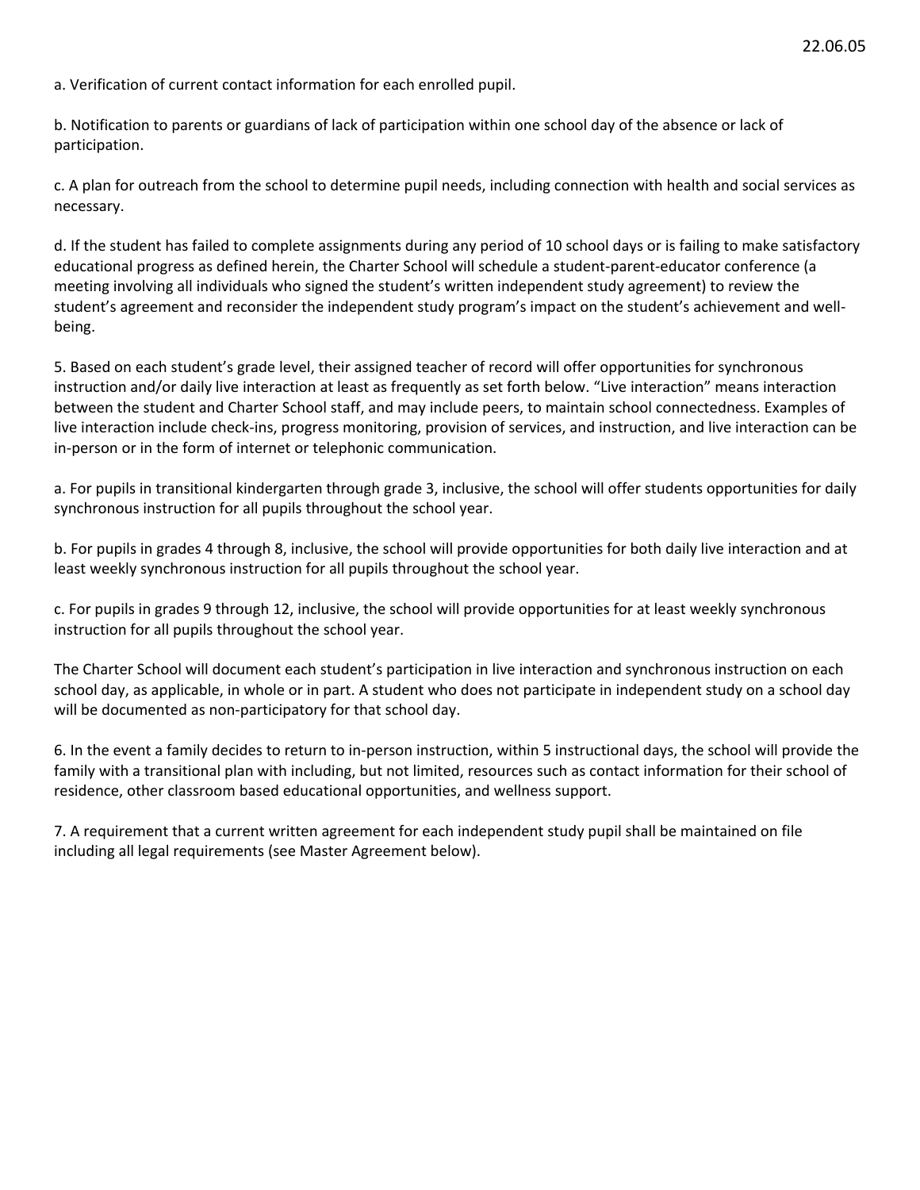a. Verification of current contact information for each enrolled pupil.

b. Notification to parents or guardians of lack of participation within one school day of the absence or lack of participation.

c. A plan for outreach from the school to determine pupil needs, including connection with health and social services as necessary.

d. If the student has failed to complete assignments during any period of 10 school days or is failing to make satisfactory educational progress as defined herein, the Charter School will schedule a student-parent-educator conference (a meeting involving all individuals who signed the student's written independent study agreement) to review the student's agreement and reconsider the independent study program's impact on the student's achievement and well-being.

5. Based on each student's grade level, their assigned teacher of record will offer opportunities for synchronous instruction and/or daily live interaction at least as frequently as set forth below. "Live interaction" means interaction between the student and Charter School staff, and may include peers, to maintain school connectedness. Examples of live interaction include check-ins, progress monitoring, provision of services, and instruction, and live interaction can be in-person or in the form of internet or telephonic communication.

a. For pupils in transitional kindergarten through grade 3, inclusive, the school will offer students opportunities for daily synchronous instruction for all pupils throughout the school year.

b. For pupils in grades 4 through 8, inclusive, the school will provide opportunities for both daily live interaction and at least weekly synchronous instruction for all pupils throughout the school year.

c. For pupils in grades 9 through 12, inclusive, the school will provide opportunities for at least weekly synchronous instruction for all pupils throughout the school year.

The Charter School will document each student's participation in live interaction and synchronous instruction on each school day, as applicable, in whole or in part. A student who does not participate in independent study on a school day will be documented as non-participatory for that school day.

6. In the event a family decides to return to in-person instruction, within 5 instructional days, the school will provide the family with a transitional plan with including, but not limited, resources such as contact information for their school of residence, other classroom based educational opportunities, and wellness support.

7. A requirement that a current written agreement for each independent study pupil shall be maintained on file including all legal requirements (see Master Agreement below).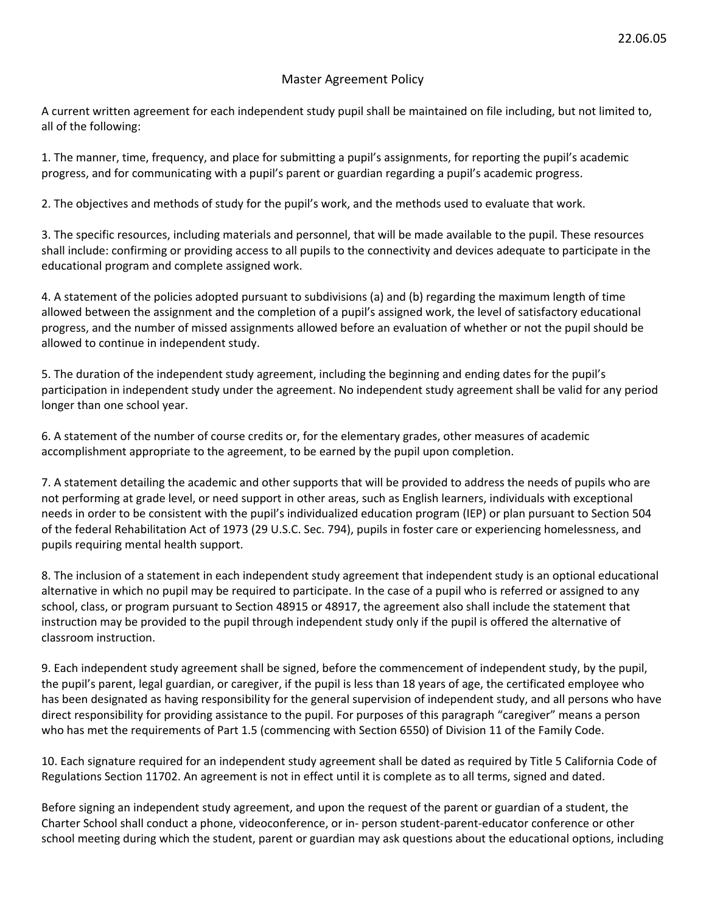22.06.05

# Master Agreement Policy

A current written agreement for each independent study pupil shall be maintained on file including, but not limited to, all of the following:

1. The manner, time, frequency, and place for submitting a pupil's assignments, for reporting the pupil's academic progress, and for communicating with a pupil's parent or guardian regarding a pupil's academic progress.

2. The objectives and methods of study for the pupil's work, and the methods used to evaluate that work.

3. The specific resources, including materials and personnel, that will be made available to the pupil. These resources shall include: confirming or providing access to all pupils to the connectivity and devices adequate to participate in the educational program and complete assigned work.

4. A statement of the policies adopted pursuant to subdivisions (a) and (b) regarding the maximum length of time allowed between the assignment and the completion of a pupil's assigned work, the level of satisfactory educational progress, and the number of missed assignments allowed before an evaluation of whether or not the pupil should be allowed to continue in independent study.

5. The duration of the independent study agreement, including the beginning and ending dates for the pupil's participation in independent study under the agreement. No independent study agreement shall be valid for any period longer than one school year.

6. A statement of the number of course credits or, for the elementary grades, other measures of academic accomplishment appropriate to the agreement, to be earned by the pupil upon completion.

7. A statement detailing the academic and other supports that will be provided to address the needs of pupils who are not performing at grade level, or need support in other areas, such as English learners, individuals with exceptional needs in order to be consistent with the pupil's individualized education program (IEP) or plan pursuant to Section 504 of the federal Rehabilitation Act of 1973 (29 U.S.C. Sec. 794), pupils in foster care or experiencing homelessness, and pupils requiring mental health support.

8. The inclusion of a statement in each independent study agreement that independent study is an optional educational alternative in which no pupil may be required to participate. In the case of a pupil who is referred or assigned to any school, class, or program pursuant to Section 48915 or 48917, the agreement also shall include the statement that instruction may be provided to the pupil through independent study only if the pupil is offered the alternative of classroom instruction.

9. Each independent study agreement shall be signed, before the commencement of independent study, by the pupil, the pupil's parent, legal guardian, or caregiver, if the pupil is less than 18 years of age, the certificated employee who has been designated as having responsibility for the general supervision of independent study, and all persons who have direct responsibility for providing assistance to the pupil. For purposes of this paragraph "caregiver" means a person who has met the requirements of Part 1.5 (commencing with Section 6550) of Division 11 of the Family Code.

10. Each signature required for an independent study agreement shall be dated as required by Title 5 California Code of Regulations Section 11702. An agreement is not in effect until it is complete as to all terms, signed and dated.

Before signing an independent study agreement, and upon the request of the parent or guardian of a student, the Charter School shall conduct a phone, videoconference, or in- person student-parent-educator conference or other school meeting during which the student, parent or guardian may ask questions about the educational options, including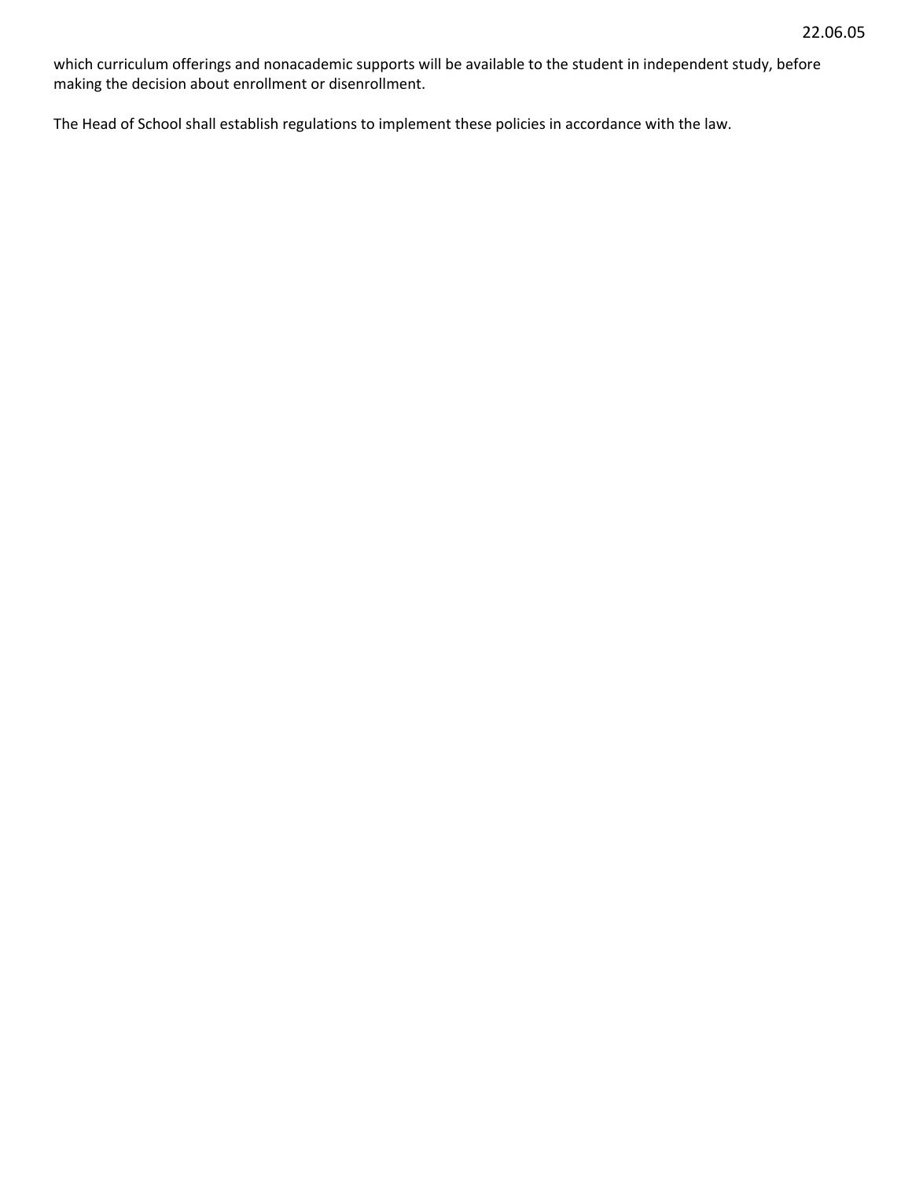which curriculum offerings and nonacademic supports will be available to the student in independent study, before making the decision about enrollment or disenrollment.

The Head of School shall establish regulations to implement these policies in accordance with the law.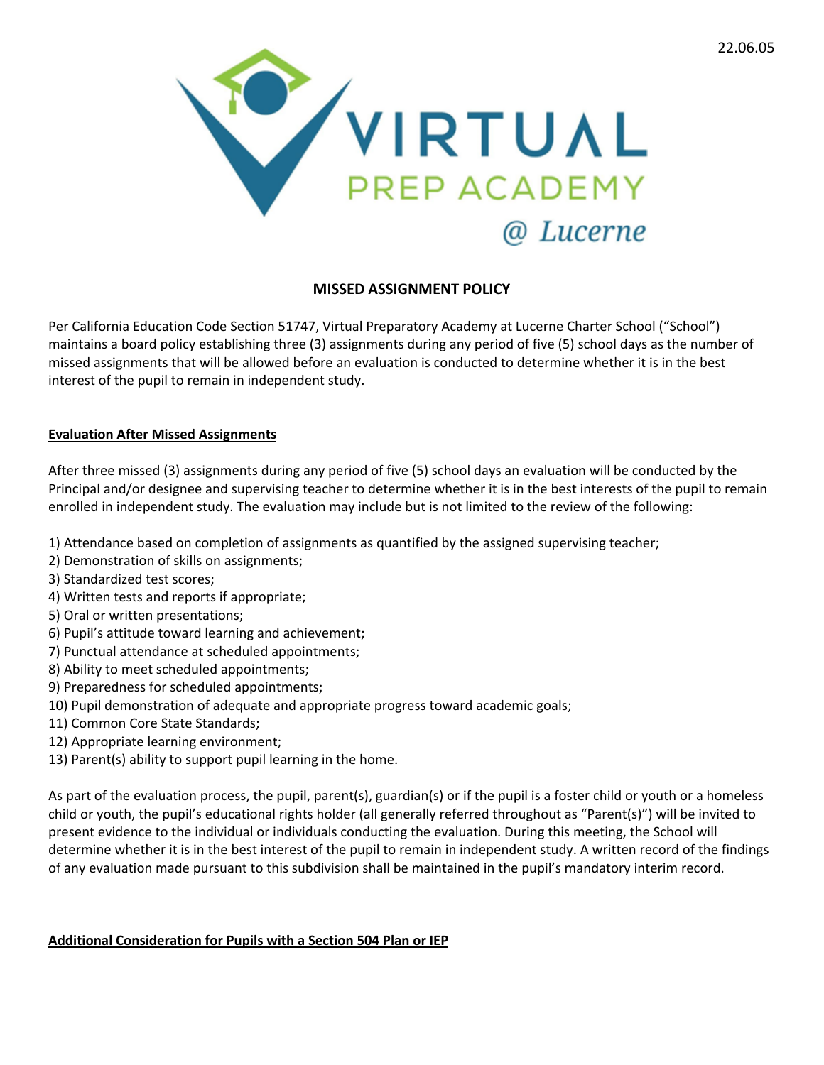22.06.05

## MISSED ASSIGNMENT POLICY

Per California Education Code Section 51747, Virtual Preparatory Academy at Lucerne Charter School ("School") maintains a board policy establishing three (3) assignments during any period of five (5) school days as the number of missed assignments that will be allowed before an evaluation is conducted to determine whether it is in the best interest of the pupil to remain in independent study.

### Evaluation After Missed Assignments

After three missed (3) assignments during any period of five (5) school days an evaluation will be conducted by the Principal and/or designee and supervising teacher to determine whether it is in the best interests of the pupil to remain enrolled in independent study. The evaluation may include but is not limited to the review of the following:

1) Attendance based on completion of assignments as quantified by the assigned supervising teacher;
2) Demonstration of skills on assignments;
3) Standardized test scores;
4) Written tests and reports if appropriate;
5) Oral or written presentations;
6) Pupil's attitude toward learning and achievement;
7) Punctual attendance at scheduled appointments;
8) Ability to meet scheduled appointments;
9) Preparedness for scheduled appointments;
10) Pupil demonstration of adequate and appropriate progress toward academic goals;
11) Common Core State Standards;
12) Appropriate learning environment;
13) Parent(s) ability to support pupil learning in the home.

As part of the evaluation process, the pupil, parent(s), guardian(s) or if the pupil is a foster child or youth or a homeless child or youth, the pupil's educational rights holder (all generally referred throughout as "Parent(s)") will be invited to present evidence to the individual or individuals conducting the evaluation. During this meeting, the School will determine whether it is in the best interest of the pupil to remain in independent study. A written record of the findings of any evaluation made pursuant to this subdivision shall be maintained in the pupil's mandatory interim record.

### Additional Consideration for Pupils with a Section 504 Plan or IEP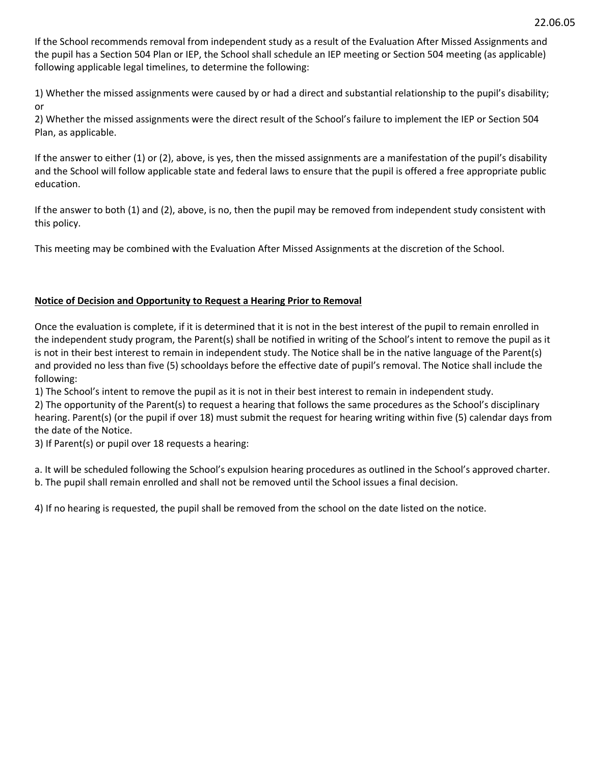If the School recommends removal from independent study as a result of the Evaluation After Missed Assignments and the pupil has a Section 504 Plan or IEP, the School shall schedule an IEP meeting or Section 504 meeting (as applicable) following applicable legal timelines, to determine the following:

1) Whether the missed assignments were caused by or had a direct and substantial relationship to the pupil's disability; or
2) Whether the missed assignments were the direct result of the School's failure to implement the IEP or Section 504 Plan, as applicable.

If the answer to either (1) or (2), above, is yes, then the missed assignments are a manifestation of the pupil's disability and the School will follow applicable state and federal laws to ensure that the pupil is offered a free appropriate public education.

If the answer to both (1) and (2), above, is no, then the pupil may be removed from independent study consistent with this policy.

This meeting may be combined with the Evaluation After Missed Assignments at the discretion of the School.

**Notice of Decision and Opportunity to Request a Hearing Prior to Removal**

Once the evaluation is complete, if it is determined that it is not in the best interest of the pupil to remain enrolled in the independent study program, the Parent(s) shall be notified in writing of the School's intent to remove the pupil as it is not in their best interest to remain in independent study. The Notice shall be in the native language of the Parent(s) and provided no less than five (5) schooldays before the effective date of pupil's removal. The Notice shall include the following:

1) The School's intent to remove the pupil as it is not in their best interest to remain in independent study.
2) The opportunity of the Parent(s) to request a hearing that follows the same procedures as the School's disciplinary hearing. Parent(s) (or the pupil if over 18) must submit the request for hearing writing within five (5) calendar days from the date of the Notice.
3) If Parent(s) or pupil over 18 requests a hearing:

a. It will be scheduled following the School's expulsion hearing procedures as outlined in the School's approved charter.
b. The pupil shall remain enrolled and shall not be removed until the School issues a final decision.

4) If no hearing is requested, the pupil shall be removed from the school on the date listed on the notice.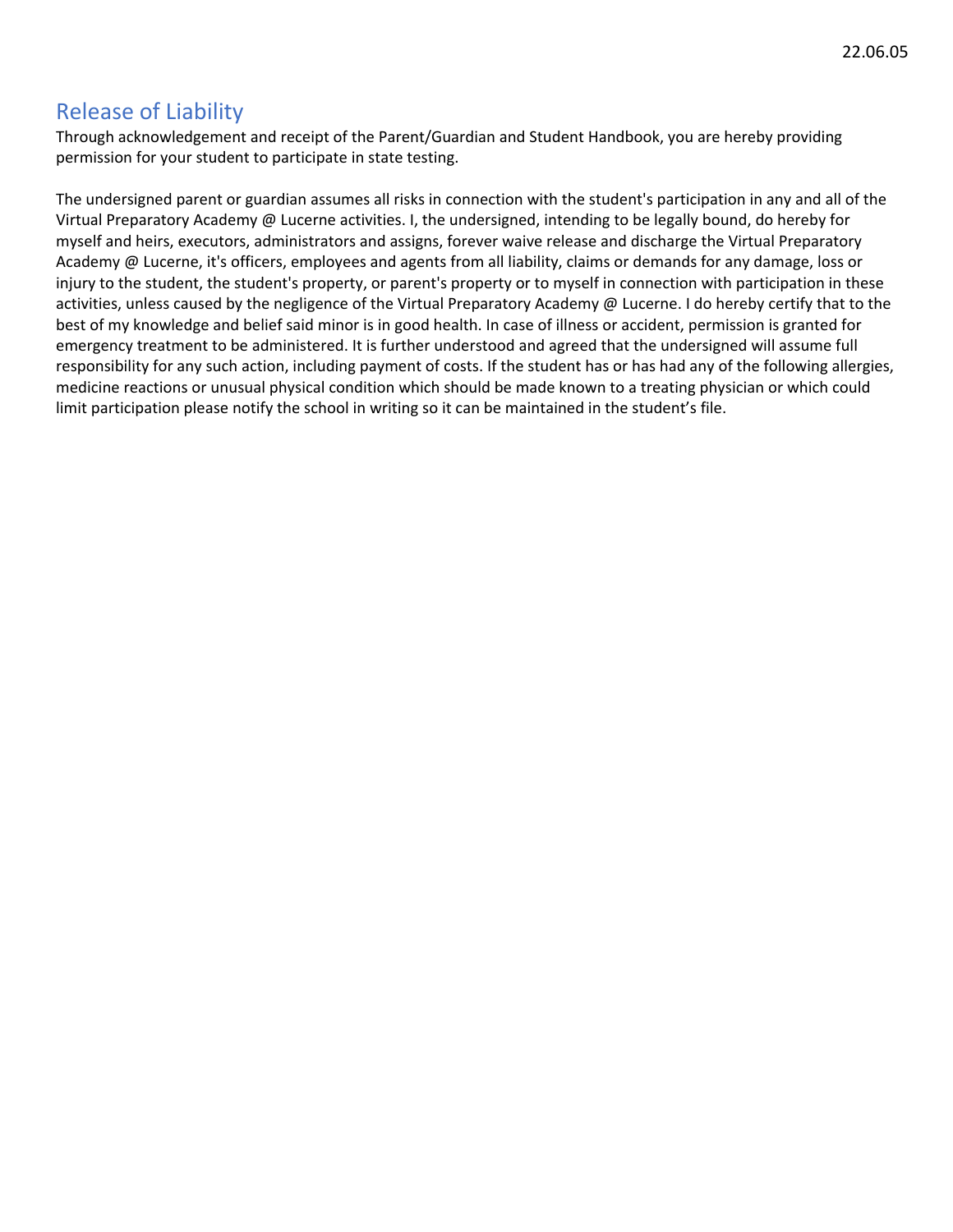## Release of Liability

Through acknowledgement and receipt of the Parent/Guardian and Student Handbook, you are hereby providing permission for your student to participate in state testing.

The undersigned parent or guardian assumes all risks in connection with the student's participation in any and all of the Virtual Preparatory Academy @ Lucerne activities. I, the undersigned, intending to be legally bound, do hereby for myself and heirs, executors, administrators and assigns, forever waive release and discharge the Virtual Preparatory Academy @ Lucerne, it's officers, employees and agents from all liability, claims or demands for any damage, loss or injury to the student, the student's property, or parent's property or to myself in connection with participation in these activities, unless caused by the negligence of the Virtual Preparatory Academy @ Lucerne. I do hereby certify that to the best of my knowledge and belief said minor is in good health. In case of illness or accident, permission is granted for emergency treatment to be administered. It is further understood and agreed that the undersigned will assume full responsibility for any such action, including payment of costs. If the student has or has had any of the following allergies, medicine reactions or unusual physical condition which should be made known to a treating physician or which could limit participation please notify the school in writing so it can be maintained in the student's file.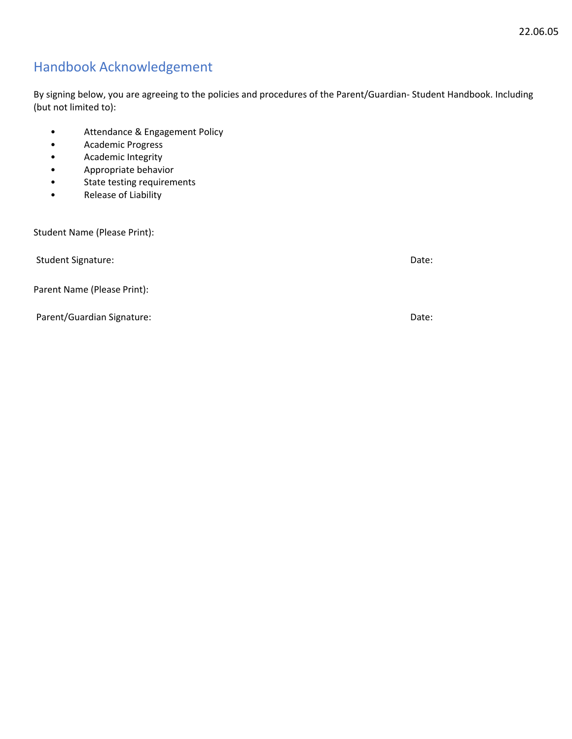22.06.05

## Handbook Acknowledgement

By signing below, you are agreeing to the policies and procedures of the Parent/Guardian- Student Handbook. Including (but not limited to):

- Attendance & Engagement Policy
- Academic Progress
- Academic Integrity
- Appropriate behavior
- State testing requirements
- Release of Liability

Student Name (Please Print):

Student Signature: Date:

Parent Name (Please Print):

Parent/Guardian Signature: Date: